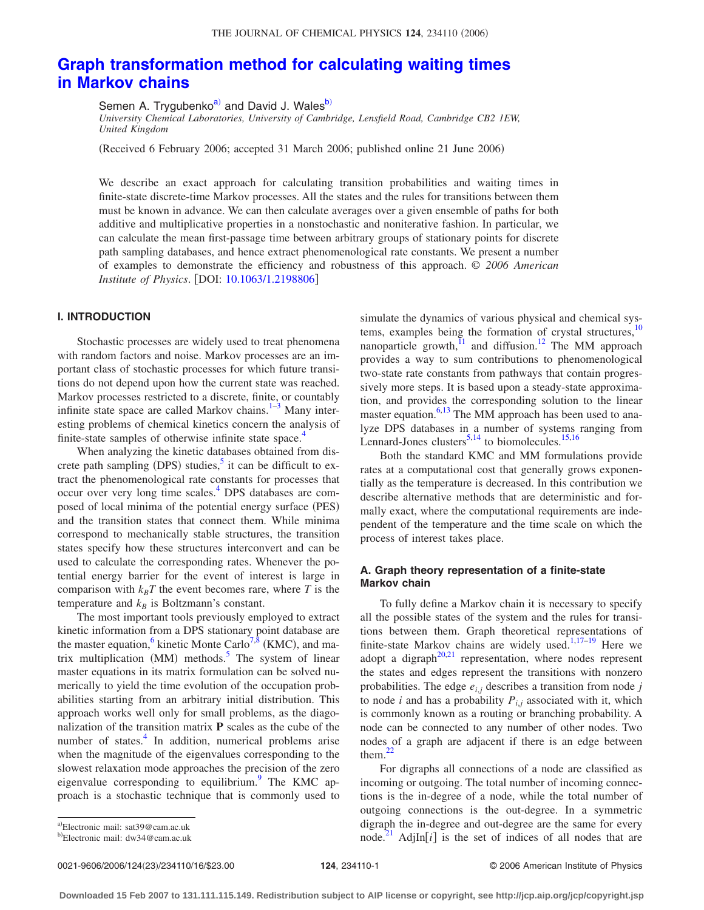# Graph transformation method for calculating waiting times in Markov chains

Semen A. Trygubenko[a] and David J. Wales[b]

*University Chemical Laboratories, University of Cambridge, Lensfield Road, Cambridge CB2 1EW, United Kingdom*

(Received 6 February 2006; accepted 31 March 2006; published online 21 June 2006)

We describe an exact approach for calculating transition probabilities and waiting times in finite-state discrete-time Markov processes. All the states and the rules for transitions between them must be known in advance. We can then calculate averages over a given ensemble of paths for both additive and multiplicative properties in a nonstochastic and noniterative fashion. In particular, we can calculate the mean first-passage time between arbitrary groups of stationary points for discrete path sampling databases, and hence extract phenomenological rate constants. We present a number of examples to demonstrate the efficiency and robustness of this approach. © *2006 American Institute of Physics*. [DOI: 10.1063/1.2198806]

## I. INTRODUCTION

Stochastic processes are widely used to treat phenomena with random factors and noise. Markov processes are an important class of stochastic processes for which future transitions do not depend upon how the current state was reached. Markov processes restricted to a discrete, finite, or countably infinite state space are called Markov chains.[1–3] Many interesting problems of chemical kinetics concern the analysis of finite-state samples of otherwise infinite state space.[4]

When analyzing the kinetic databases obtained from discrete path sampling (DPS) studies,[5] it can be difficult to extract the phenomenological rate constants for processes that occur over very long time scales.[4] DPS databases are composed of local minima of the potential energy surface (PES) and the transition states that connect them. While minima correspond to mechanically stable structures, the transition states specify how these structures interconvert and can be used to calculate the corresponding rates. Whenever the potential energy barrier for the event of interest is large in comparison with $k_BT$ the event becomes rare, where $T$ is the temperature and $k_B$ is Boltzmann's constant.

The most important tools previously employed to extract kinetic information from a DPS stationary point database are the master equation,[6] kinetic Monte Carlo[7,8] (KMC), and matrix multiplication (MM) methods.[5] The system of linear master equations in its matrix formulation can be solved numerically to yield the time evolution of the occupation probabilities starting from an arbitrary initial distribution. This approach works well only for small problems, as the diagonalization of the transition matrix **P** scales as the cube of the number of states.[4] In addition, numerical problems arise when the magnitude of the eigenvalues corresponding to the slowest relaxation mode approaches the precision of the zero eigenvalue corresponding to equilibrium.[9] The KMC approach is a stochastic technique that is commonly used to simulate the dynamics of various physical and chemical systems, examples being the formation of crystal structures,[10] nanoparticle growth,[11] and diffusion.[12] The MM approach provides a way to sum contributions to phenomenological two-state rate constants from pathways that contain progressively more steps. It is based upon a steady-state approximation, and provides the corresponding solution to the linear master equation.[6,13] The MM approach has been used to analyze DPS databases in a number of systems ranging from Lennard-Jones clusters[5,14] to biomolecules.[15,16]

Both the standard KMC and MM formulations provide rates at a computational cost that generally grows exponentially as the temperature is decreased. In this contribution we describe alternative methods that are deterministic and formally exact, where the computational requirements are independent of the temperature and the time scale on which the process of interest takes place.

### A. Graph theory representation of a finite-state Markov chain

To fully define a Markov chain it is necessary to specify all the possible states of the system and the rules for transitions between them. Graph theoretical representations of finite-state Markov chains are widely used.[1,17–19] Here we adopt a digraph[20,21] representation, where nodes represent the states and edges represent the transitions with nonzero probabilities. The edge $e_{i,j}$ describes a transition from node $j$ to node $i$ and has a probability $P_{i,j}$ associated with it, which is commonly known as a routing or branching probability. A node can be connected to any number of other nodes. Two nodes of a graph are adjacent if there is an edge between them.[22]

For digraphs all connections of a node are classified as incoming or outgoing. The total number of incoming connections is the in-degree of a node, while the total number of outgoing connections is the out-degree. In a symmetric digraph the in-degree and out-degree are the same for every node.[21] AdjIn$[i]$ is the set of indices of all nodes that are

---

[a] Electronic mail: sat39@cam.ac.uk

[b] Electronic mail: dw34@cam.ac.uk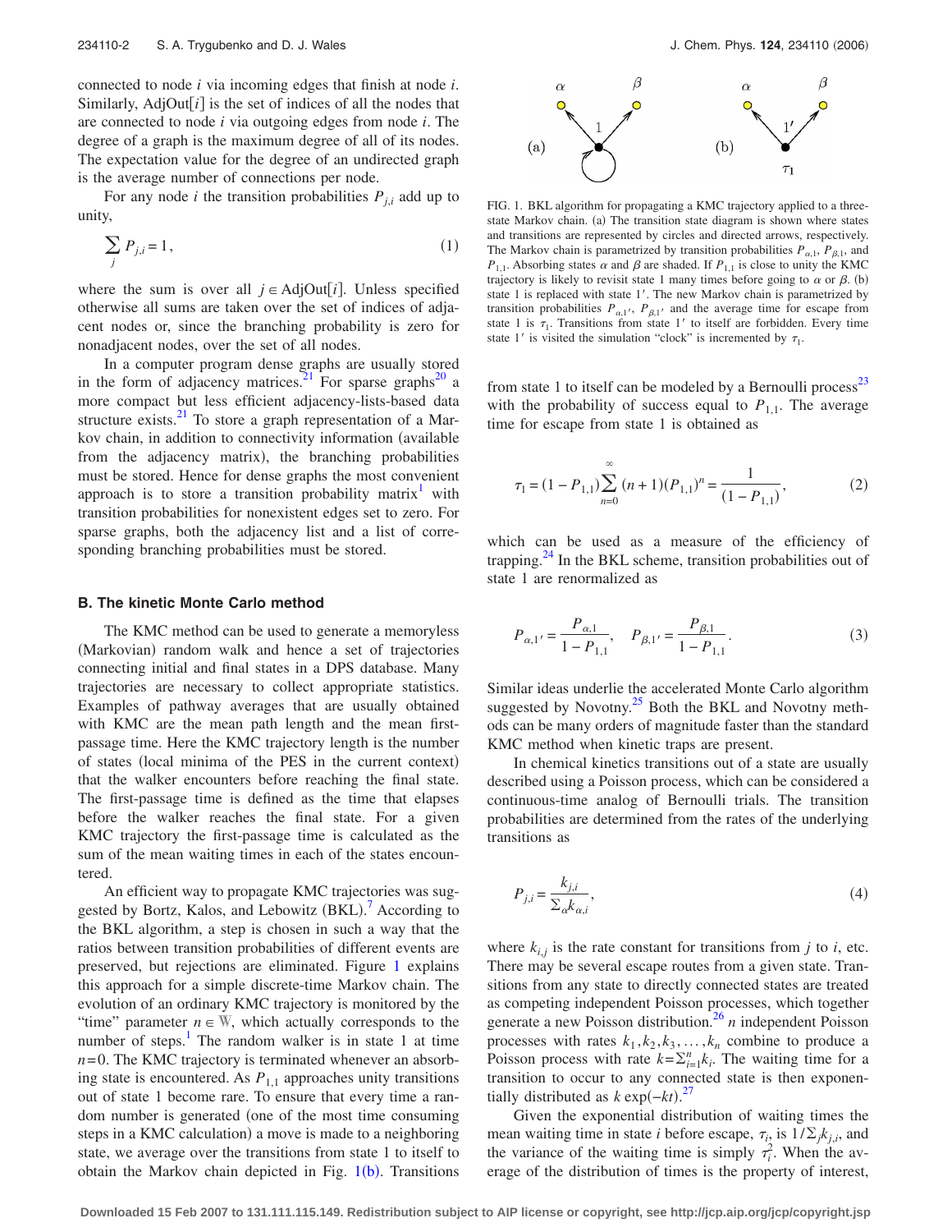connected to node $i$ via incoming edges that finish at node $i$. Similarly, AdjOut[$i$] is the set of indices of all the nodes that are connected to node $i$ via outgoing edges from node $i$. The degree of a graph is the maximum degree of all of its nodes. The expectation value for the degree of an undirected graph is the average number of connections per node.

For any node $i$ the transition probabilities $P_{j,i}$ add up to unity,

$$\sum_j P_{j,i} = 1, \tag{1}$$

where the sum is over all $j \in \text{AdjOut}[i]$. Unless specified otherwise all sums are taken over the set of indices of adjacent nodes or, since the branching probability is zero for nonadjacent nodes, over the set of all nodes.

In a computer program dense graphs are usually stored in the form of adjacency matrices.[21] For sparse graphs[20] a more compact but less efficient adjacency-lists-based data structure exists.[21] To store a graph representation of a Markov chain, in addition to connectivity information (available from the adjacency matrix), the branching probabilities must be stored. Hence for dense graphs the most convenient approach is to store a transition probability matrix[1] with transition probabilities for nonexistent edges set to zero. For sparse graphs, both the adjacency list and a list of corresponding branching probabilities must be stored.

### B. The kinetic Monte Carlo method

The KMC method can be used to generate a memoryless (Markovian) random walk and hence a set of trajectories connecting initial and final states in a DPS database. Many trajectories are necessary to collect appropriate statistics. Examples of pathway averages that are usually obtained with KMC are the mean path length and the mean first-passage time. Here the KMC trajectory length is the number of states (local minima of the PES in the current context) that the walker encounters before reaching the final state. The first-passage time is defined as the time that elapses before the walker reaches the final state. For a given KMC trajectory the first-passage time is calculated as the sum of the mean waiting times in each of the states encountered.

An efficient way to propagate KMC trajectories was suggested by Bortz, Kalos, and Lebowitz (BKL).[7] According to the BKL algorithm, a step is chosen in such a way that the ratios between transition probabilities of different events are preserved, but rejections are eliminated. Figure 1 explains this approach for a simple discrete-time Markov chain. The evolution of an ordinary KMC trajectory is monitored by the "time" parameter $n \in \mathbb{W}$, which actually corresponds to the number of steps.[1] The random walker is in state 1 at time $n=0$. The KMC trajectory is terminated whenever an absorbing state is encountered. As $P_{1,1}$ approaches unity transitions out of state 1 become rare. To ensure that every time a random number is generated (one of the most time consuming steps in a KMC calculation) a move is made to a neighboring state, we average over the transitions from state 1 to itself to obtain the Markov chain depicted in Fig. 1(b). Transitions

FIG. 1. BKL algorithm for propagating a KMC trajectory applied to a three-state Markov chain. (a) The transition state diagram is shown where states and transitions are represented by circles and directed arrows, respectively. The Markov chain is parametrized by transition probabilities $P_{\alpha,1}$, $P_{\beta,1}$, and $P_{1,1}$. Absorbing states $\alpha$ and $\beta$ are shaded. If $P_{1,1}$ is close to unity the KMC trajectory is likely to revisit state 1 many times before going to $\alpha$ or $\beta$. (b) state 1 is replaced with state $1'$. The new Markov chain is parametrized by transition probabilities $P_{\alpha,1'}$, $P_{\beta,1'}$ and the average time for escape from state 1 is $\tau_1$. Transitions from state $1'$ to itself are forbidden. Every time state $1'$ is visited the simulation "clock" is incremented by $\tau_1$.

from state 1 to itself can be modeled by a Bernoulli process[23] with the probability of success equal to $P_{1,1}$. The average time for escape from state 1 is obtained as

$$\tau_1 = (1 - P_{1,1}) \sum_{n=0}^{\infty} (n+1)(P_{1,1})^n = \frac{1}{(1 - P_{1,1})}, \tag{2}$$

which can be used as a measure of the efficiency of trapping.[24] In the BKL scheme, transition probabilities out of state 1 are renormalized as

$$P_{\alpha,1'} = \frac{P_{\alpha,1}}{1 - P_{1,1}}, \quad P_{\beta,1'} = \frac{P_{\beta,1}}{1 - P_{1,1}}. \tag{3}$$

Similar ideas underlie the accelerated Monte Carlo algorithm suggested by Novotny.[25] Both the BKL and Novotny methods can be many orders of magnitude faster than the standard KMC method when kinetic traps are present.

In chemical kinetics transitions out of a state are usually described using a Poisson process, which can be considered a continuous-time analog of Bernoulli trials. The transition probabilities are determined from the rates of the underlying transitions as

$$P_{j,i} = \frac{k_{j,i}}{\sum_\alpha k_{\alpha,i}}, \tag{4}$$

where $k_{i,j}$ is the rate constant for transitions from $j$ to $i$, etc. There may be several escape routes from a given state. Transitions from any state to directly connected states are treated as competing independent Poisson processes, which together generate a new Poisson distribution.[26] $n$ independent Poisson processes with rates $k_1, k_2, k_3, \ldots, k_n$ combine to produce a Poisson process with rate $k = \sum_{i=1}^{n} k_i$. The waiting time for a transition to occur to any connected state is then exponentially distributed as $k \exp(-kt)$.[27]

Given the exponential distribution of waiting times the mean waiting time in state $i$ before escape, $\tau_i$, is $1/\sum_j k_{j,i}$, and the variance of the waiting time is simply $\tau_i^2$. When the average of the distribution of times is the property of interest,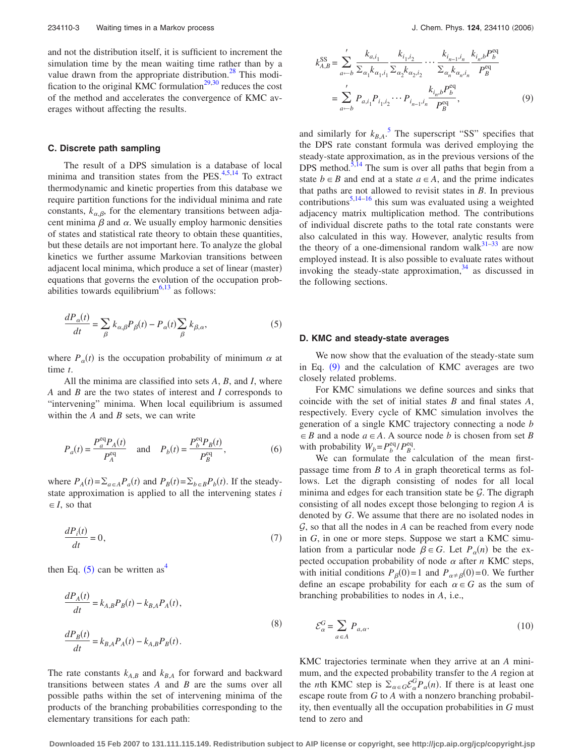and not the distribution itself, it is sufficient to increment the simulation time by the mean waiting time rather than by a value drawn from the appropriate distribution.[28] This modification to the original KMC formulation[29,30] reduces the cost of the method and accelerates the convergence of KMC averages without affecting the results.

### C. Discrete path sampling

The result of a DPS simulation is a database of local minima and transition states from the PES.[4,5,14] To extract thermodynamic and kinetic properties from this database we require partition functions for the individual minima and rate constants, $k_{\alpha,\beta}$, for the elementary transitions between adjacent minima $\beta$ and $\alpha$. We usually employ harmonic densities of states and statistical rate theory to obtain these quantities, but these details are not important here. To analyze the global kinetics we further assume Markovian transitions between adjacent local minima, which produce a set of linear (master) equations that governs the evolution of the occupation probabilities towards equilibrium[6,13] as follows:

$$\frac{dP_\alpha(t)}{dt} = \sum_\beta k_{\alpha,\beta} P_\beta(t) - P_\alpha(t) \sum_\beta k_{\beta,\alpha}, \tag{5}$$

where $P_\alpha(t)$ is the occupation probability of minimum $\alpha$ at time $t$.

All the minima are classified into sets $A$, $B$, and $I$, where $A$ and $B$ are the two states of interest and $I$ corresponds to "intervening" minima. When local equilibrium is assumed within the $A$ and $B$ sets, we can write

$$P_a(t) = \frac{P_a^{\text{eq}} P_A(t)}{P_A^{\text{eq}}} \quad \text{and} \quad P_b(t) = \frac{P_b^{\text{eq}} P_B(t)}{P_B^{\text{eq}}}, \tag{6}$$

where $P_A(t) = \sum_{a\in A} P_a(t)$ and $P_B(t) = \sum_{b\in B} P_b(t)$. If the steady-state approximation is applied to all the intervening states $i \in I$, so that

$$\frac{dP_i(t)}{dt} = 0, \tag{7}$$

then Eq. (5) can be written as[4]

$$\begin{aligned}
\frac{dP_A(t)}{dt} &= k_{A,B} P_B(t) - k_{B,A} P_A(t), \\
\frac{dP_B(t)}{dt} &= k_{B,A} P_A(t) - k_{A,B} P_B(t).
\end{aligned} \tag{8}$$

The rate constants $k_{A,B}$ and $k_{B,A}$ for forward and backward transitions between states $A$ and $B$ are the sums over all possible paths within the set of intervening minima of the products of the branching probabilities corresponding to the elementary transitions for each path:

$$\begin{aligned}
k_{A,B}^{\text{SS}} &= \sum_{a\leftarrow b}{}' \frac{k_{a,i_1}}{\sum_{\alpha_1} k_{\alpha_1,i_1}} \frac{k_{i_1,i_2}}{\sum_{\alpha_2} k_{\alpha_2,i_2}} \cdots \frac{k_{i_{n-1},i_n}}{\sum_{\alpha_n} k_{\alpha_n,i_n}} \frac{k_{i_n,b} P_b^{\text{eq}}}{P_B^{\text{eq}}} \\
&= \sum_{a\leftarrow b}{}' P_{a,i_1} P_{i_1,i_2} \cdots P_{i_{n-1},i_n} \frac{k_{i_n,b} P_b^{\text{eq}}}{P_B^{\text{eq}}},
\end{aligned} \tag{9}$$

and similarly for $k_{B,A}$.[5] The superscript "SS" specifies that the DPS rate constant formula was derived employing the steady-state approximation, as in the previous versions of the DPS method.[5,14] The sum is over all paths that begin from a state $b \in B$ and end at a state $a \in A$, and the prime indicates that paths are not allowed to revisit states in $B$. In previous contributions[5,14–16] this sum was evaluated using a weighted adjacency matrix multiplication method. The contributions of individual discrete paths to the total rate constants were also calculated in this way. However, analytic results from the theory of a one-dimensional random walk[31–33] are now employed instead. It is also possible to evaluate rates without invoking the steady-state approximation,[34] as discussed in the following sections.

### D. KMC and steady-state averages

We now show that the evaluation of the steady-state sum in Eq. (9) and the calculation of KMC averages are two closely related problems.

For KMC simulations we define sources and sinks that coincide with the set of initial states $B$ and final states $A$, respectively. Every cycle of KMC simulation involves the generation of a single KMC trajectory connecting a node $b \in B$ and a node $a \in A$. A source node $b$ is chosen from set $B$ with probability $W_b = P_b^{\text{eq}}/P_B^{\text{eq}}$.

We can formulate the calculation of the mean first-passage time from $B$ to $A$ in graph theoretical terms as follows. Let the digraph consisting of nodes for all local minima and edges for each transition state be $\mathcal{G}$. The digraph consisting of all nodes except those belonging to region $A$ is denoted by $G$. We assume that there are no isolated nodes in $\mathcal{G}$, so that all the nodes in $A$ can be reached from every node in $G$, in one or more steps. Suppose we start a KMC simulation from a particular node $\beta \in G$. Let $P_\alpha(n)$ be the expected occupation probability of node $\alpha$ after $n$ KMC steps, with initial conditions $P_\beta(0) = 1$ and $P_{\alpha\neq\beta}(0) = 0$. We further define an escape probability for each $\alpha \in G$ as the sum of branching probabilities to nodes in $A$, i.e.,

$$\mathcal{E}_\alpha^G = \sum_{a\in A} P_{a,\alpha}. \tag{10}$$

KMC trajectories terminate when they arrive at an $A$ minimum, and the expected probability transfer to the $A$ region at the $n$th KMC step is $\sum_{\alpha\in G} \mathcal{E}_\alpha^G P_\alpha(n)$. If there is at least one escape route from $G$ to $A$ with a nonzero branching probability, then eventually all the occupation probabilities in $G$ must tend to zero and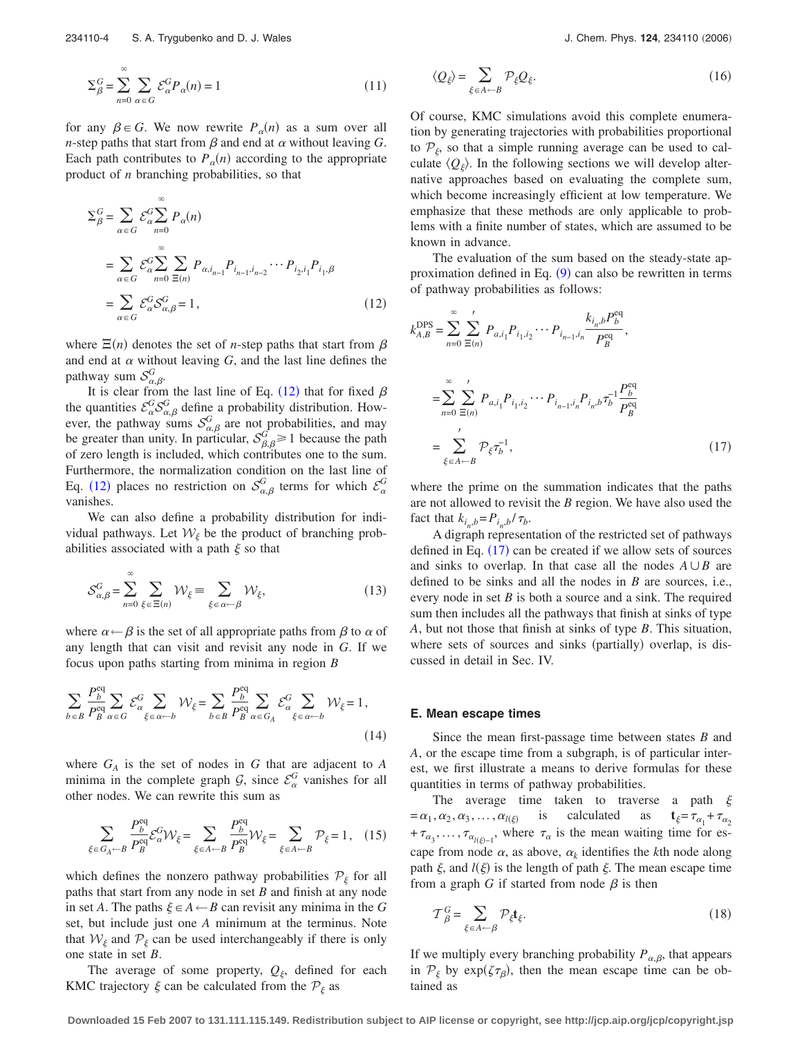$$\Sigma_{\beta}^{G} = \sum_{n=0}^{\infty} \sum_{\alpha \in G} \mathcal{E}_{\alpha}^{G} P_{\alpha}(n) = 1 \tag{11}$$

for any $\beta \in G$. We now rewrite $P_{\alpha}(n)$ as a sum over all $n$-step paths that start from $\beta$ and end at $\alpha$ without leaving $G$. Each path contributes to $P_{\alpha}(n)$ according to the appropriate product of $n$ branching probabilities, so that

$$\begin{aligned}
\Sigma_{\beta}^{G} &= \sum_{\alpha \in G} \mathcal{E}_{\alpha}^{G} \sum_{n=0}^{\infty} P_{\alpha}(n) \\
&= \sum_{\alpha \in G} \mathcal{E}_{\alpha}^{G} \sum_{n=0}^{\infty} \sum_{\Xi(n)} P_{\alpha, i_{n-1}} P_{i_{n-1}, i_{n-2}} \cdots P_{i_2, i_1} P_{i_1, \beta} \\
&= \sum_{\alpha \in G} \mathcal{E}_{\alpha}^{G} \mathcal{S}_{\alpha,\beta}^{G} = 1,
\end{aligned} \tag{12}$$

where $\Xi(n)$ denotes the set of $n$-step paths that start from $\beta$ and end at $\alpha$ without leaving $G$, and the last line defines the pathway sum $\mathcal{S}_{\alpha,\beta}^{G}$.

It is clear from the last line of Eq. (12) that for fixed $\beta$ the quantities $\mathcal{E}_{\alpha}^{G} \mathcal{S}_{\alpha,\beta}^{G}$ define a probability distribution. However, the pathway sums $\mathcal{S}_{\alpha,\beta}^{G}$ are not probabilities, and may be greater than unity. In particular, $\mathcal{S}_{\beta,\beta}^{G} \geq 1$ because the path of zero length is included, which contributes one to the sum. Furthermore, the normalization condition on the last line of Eq. (12) places no restriction on $\mathcal{S}_{\alpha,\beta}^{G}$ terms for which $\mathcal{E}_{\alpha}^{G}$ vanishes.

We can also define a probability distribution for individual pathways. Let $\mathcal{W}_{\xi}$ be the product of branching probabilities associated with a path $\xi$ so that

$$\mathcal{S}_{\alpha,\beta}^{G} = \sum_{n=0}^{\infty} \sum_{\xi \in \Xi(n)} \mathcal{W}_{\xi} \equiv \sum_{\xi \in \alpha \leftarrow \beta} \mathcal{W}_{\xi}, \tag{13}$$

where $\alpha \leftarrow \beta$ is the set of all appropriate paths from $\beta$ to $\alpha$ of any length that can visit and revisit any node in $G$. If we focus upon paths starting from minima in region $B$

$$\sum_{b \in B} \frac{P_b^{\mathrm{eq}}}{P_B^{\mathrm{eq}}} \sum_{\alpha \in G} \mathcal{E}_{\alpha}^{G} \sum_{\xi \in \alpha \leftarrow b} \mathcal{W}_{\xi} = \sum_{b \in B} \frac{P_b^{\mathrm{eq}}}{P_B^{\mathrm{eq}}} \sum_{\alpha \in G_A} \mathcal{E}_{\alpha}^{G} \sum_{\xi \in \alpha \leftarrow b} \mathcal{W}_{\xi} = 1, \tag{14}$$

where $G_A$ is the set of nodes in $G$ that are adjacent to $A$ minima in the complete graph $\mathcal{G}$, since $\mathcal{E}_{\alpha}^{G}$ vanishes for all other nodes. We can rewrite this sum as

$$\sum_{\xi \in G_A \leftarrow B} \frac{P_b^{\mathrm{eq}}}{P_B^{\mathrm{eq}}} \mathcal{E}_{\alpha}^{G} \mathcal{W}_{\xi} = \sum_{\xi \in A \leftarrow B} \frac{P_b^{\mathrm{eq}}}{P_B^{\mathrm{eq}}} \mathcal{W}_{\xi} = \sum_{\xi \in A \leftarrow B} \mathcal{P}_{\xi} = 1, \tag{15}$$

which defines the nonzero pathway probabilities $\mathcal{P}_{\xi}$ for all paths that start from any node in set $B$ and finish at any node in set $A$. The paths $\xi \in A \leftarrow B$ can revisit any minima in the $G$ set, but include just one $A$ minimum at the terminus. Note that $\mathcal{W}_{\xi}$ and $\mathcal{P}_{\xi}$ can be used interchangeably if there is only one state in set $B$.

The average of some property, $Q_{\xi}$, defined for each KMC trajectory $\xi$ can be calculated from the $\mathcal{P}_{\xi}$ as

$$\langle Q_{\xi} \rangle = \sum_{\xi \in A \leftarrow B} \mathcal{P}_{\xi} Q_{\xi}. \tag{16}$$

Of course, KMC simulations avoid this complete enumeration by generating trajectories with probabilities proportional to $\mathcal{P}_{\xi}$, so that a simple running average can be used to calculate $\langle Q_{\xi} \rangle$. In the following sections we will develop alternative approaches based on evaluating the complete sum, which become increasingly efficient at low temperature. We emphasize that these methods are only applicable to problems with a finite number of states, which are assumed to be known in advance.

The evaluation of the sum based on the steady-state approximation defined in Eq. (9) can also be rewritten in terms of pathway probabilities as follows:

$$\begin{aligned}
k_{A,B}^{\mathrm{DPS}} &= \sum_{n=0}^{\infty} {\sum_{\Xi(n)}}' P_{a,i_1} P_{i_1,i_2} \cdots P_{i_{n-1},i_n} \frac{k_{i_n,b} P_b^{\mathrm{eq}}}{P_B^{\mathrm{eq}}}, \\
&= \sum_{n=0}^{\infty} {\sum_{\Xi(n)}}' P_{a,i_1} P_{i_1,i_2} \cdots P_{i_{n-1},i_n} P_{i_n,b} \tau_b^{-1} \frac{P_b^{\mathrm{eq}}}{P_B^{\mathrm{eq}}} \\
&= {\sum_{\xi \in A \leftarrow B}}' \mathcal{P}_{\xi} \tau_b^{-1},
\end{aligned} \tag{17}$$

where the prime on the summation indicates that the paths are not allowed to revisit the $B$ region. We have also used the fact that $k_{i_n,b} = P_{i_n,b}/\tau_b$.

A digraph representation of the restricted set of pathways defined in Eq. (17) can be created if we allow sets of sources and sinks to overlap. In that case all the nodes $A \cup B$ are defined to be sinks and all the nodes in $B$ are sources, i.e., every node in set $B$ is both a source and a sink. The required sum then includes all the pathways that finish at sinks of type $A$, but not those that finish at sinks of type $B$. This situation, where sets of sources and sinks (partially) overlap, is discussed in detail in Sec. IV.

### E. Mean escape times

Since the mean first-passage time between states $B$ and $A$, or the escape time from a subgraph, is of particular interest, we first illustrate a means to derive formulas for these quantities in terms of pathway probabilities.

The average time taken to traverse a path $\xi = \alpha_1, \alpha_2, \alpha_3, \ldots, \alpha_{l(\xi)}$ is calculated as $\mathbf{t}_{\xi} = \tau_{\alpha_1} + \tau_{\alpha_2} + \tau_{\alpha_3}, \ldots, \tau_{\alpha_{l(\xi)-1}}$, where $\tau_{\alpha}$ is the mean waiting time for escape from node $\alpha$, as above, $\alpha_k$ identifies the $k$th node along path $\xi$, and $l(\xi)$ is the length of path $\xi$. The mean escape time from a graph $G$ if started from node $\beta$ is then

$$\mathcal{T}_{\beta}^{G} = \sum_{\xi \in A \leftarrow \beta} \mathcal{P}_{\xi} \mathbf{t}_{\xi}. \tag{18}$$

If we multiply every branching probability $P_{\alpha,\beta}$, that appears in $\mathcal{P}_{\xi}$ by $\exp(\zeta \tau_{\beta})$, then the mean escape time can be obtained as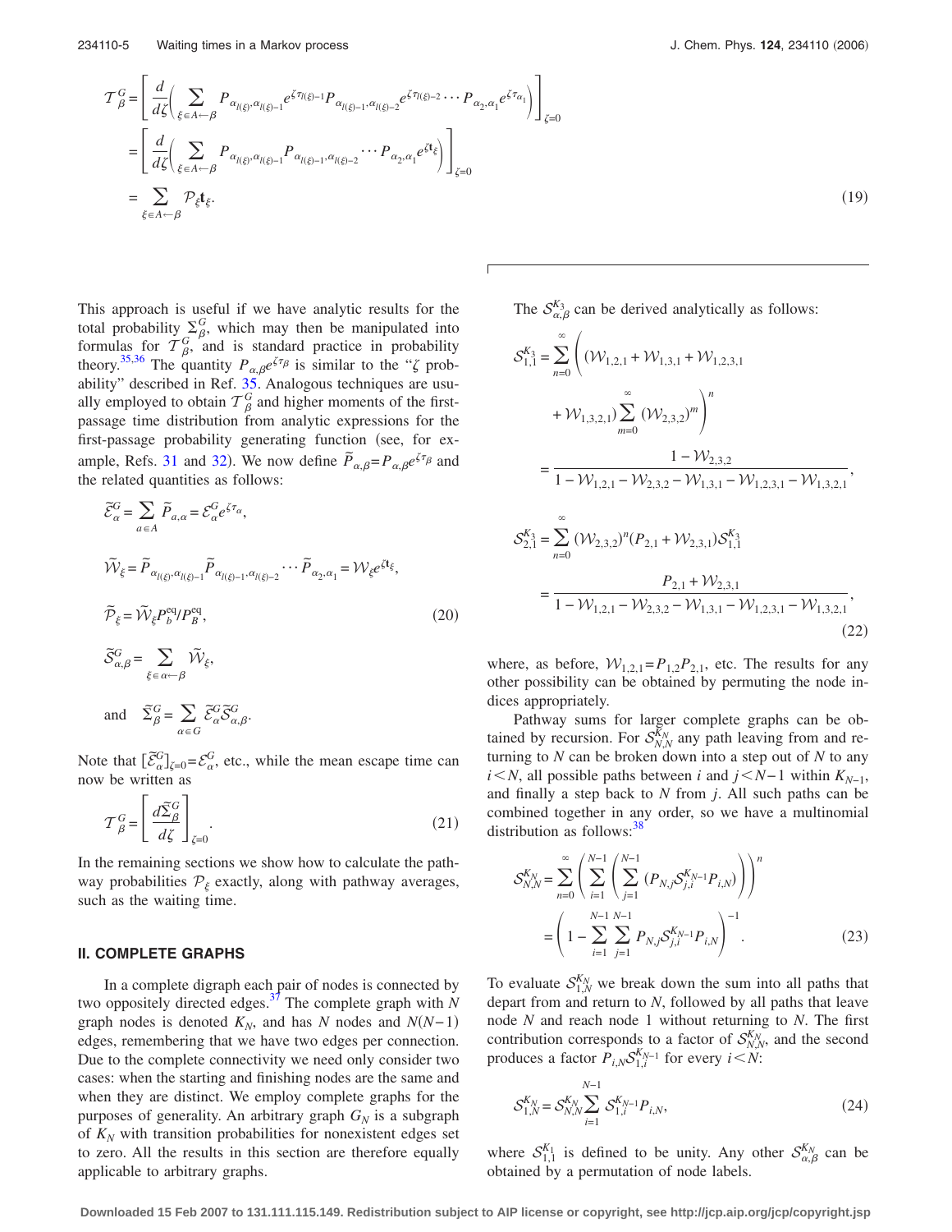$$\mathcal{T}_{\beta}^{G} = \left[ \frac{d}{d\zeta} \left( \sum_{\xi \in A \leftarrow \beta} P_{\alpha_{l(\xi)},\alpha_{l(\xi)-1}} e^{\zeta \tau_{l(\xi)-1}} P_{\alpha_{l(\xi)-1},\alpha_{l(\xi)-2}} e^{\zeta \tau_{l(\xi)-2}} \cdots P_{\alpha_2,\alpha_1} e^{\zeta \tau_{\alpha_1}} \right) \right]_{\zeta=0}$$

$$= \left[ \frac{d}{d\zeta} \left( \sum_{\xi \in A \leftarrow \beta} P_{\alpha_{l(\xi)},\alpha_{l(\xi)-1}} P_{\alpha_{l(\xi)-1},\alpha_{l(\xi)-2}} \cdots P_{\alpha_2,\alpha_1} e^{\zeta \mathbf{t}_{\xi}} \right) \right]_{\zeta=0}$$

$$= \sum_{\xi \in A \leftarrow \beta} \mathcal{P}_{\xi} \mathbf{t}_{\xi}. \tag{19}$$

This approach is useful if we have analytic results for the total probability $\Sigma_{\beta}^{G}$, which may then be manipulated into formulas for $\mathcal{T}_{\beta}^{G}$, and is standard practice in probability theory.[35,36] The quantity $P_{\alpha,\beta} e^{\zeta \tau_{\beta}}$ is similar to the "$\zeta$ probability" described in Ref. 35. Analogous techniques are usually employed to obtain $\mathcal{T}_{\beta}^{G}$ and higher moments of the first-passage time distribution from analytic expressions for the first-passage probability generating function (see, for example, Refs. 31 and 32). We now define $\tilde{P}_{\alpha,\beta} = P_{\alpha,\beta} e^{\zeta \tau_{\beta}}$ and the related quantities as follows:

$$\tilde{\mathcal{E}}_{\alpha}^{G} = \sum_{a \in A} \tilde{P}_{a,\alpha} = \mathcal{E}_{\alpha}^{G} e^{\zeta \tau_{\alpha}},$$

$$\tilde{\mathcal{W}}_{\xi} = \tilde{P}_{\alpha_{l(\xi)},\alpha_{l(\xi)-1}} \tilde{P}_{\alpha_{l(\xi)-1},\alpha_{l(\xi)-2}} \cdots \tilde{P}_{\alpha_2,\alpha_1} = \mathcal{W}_{\xi} e^{\zeta \mathbf{t}_{\xi}},$$

$$\tilde{\mathcal{P}}_{\xi} = \tilde{\mathcal{W}}_{\xi} P_{b}^{\text{eq}} / P_{B}^{\text{eq}}, \tag{20}$$

$$\tilde{\mathcal{S}}_{\alpha,\beta}^{G} = \sum_{\xi \in \alpha \leftarrow \beta} \tilde{\mathcal{W}}_{\xi},$$

$$\text{and} \quad \tilde{\Sigma}_{\beta}^{G} = \sum_{\alpha \in G} \tilde{\mathcal{E}}_{\alpha}^{G} \tilde{\mathcal{S}}_{\alpha,\beta}^{G}.$$

Note that $[\tilde{\mathcal{E}}_{\alpha}^{G}]_{\zeta=0} = \mathcal{E}_{\alpha}^{G}$, etc., while the mean escape time can now be written as

$$\mathcal{T}_{\beta}^{G} = \left[ \frac{d\tilde{\Sigma}_{\beta}^{G}}{d\zeta} \right]_{\zeta=0}. \tag{21}$$

In the remaining sections we show how to calculate the pathway probabilities $\mathcal{P}_{\xi}$ exactly, along with pathway averages, such as the waiting time.

## II. COMPLETE GRAPHS

In a complete digraph each pair of nodes is connected by two oppositely directed edges.[37] The complete graph with $N$ graph nodes is denoted $K_N$, and has $N$ nodes and $N(N-1)$ edges, remembering that we have two edges per connection. Due to the complete connectivity we need only consider two cases: when the starting and finishing nodes are the same and when they are distinct. We employ complete graphs for the purposes of generality. An arbitrary graph $G_N$ is a subgraph of $K_N$ with transition probabilities for nonexistent edges set to zero. All the results in this section are therefore equally applicable to arbitrary graphs.

The $\mathcal{S}_{\alpha,\beta}^{K_3}$ can be derived analytically as follows:

$$\mathcal{S}_{1,1}^{K_3} = \sum_{n=0}^{\infty} \left( (\mathcal{W}_{1,2,1} + \mathcal{W}_{1,3,1} + \mathcal{W}_{1,2,3,1} + \mathcal{W}_{1,3,2,1}) \sum_{m=0}^{\infty} (\mathcal{W}_{2,3,2})^m \right)^n$$

$$= \frac{1 - \mathcal{W}_{2,3,2}}{1 - \mathcal{W}_{1,2,1} - \mathcal{W}_{2,3,2} - \mathcal{W}_{1,3,1} - \mathcal{W}_{1,2,3,1} - \mathcal{W}_{1,3,2,1}},$$

$$\mathcal{S}_{2,1}^{K_3} = \sum_{n=0}^{\infty} (\mathcal{W}_{2,3,2})^n (P_{2,1} + \mathcal{W}_{2,3,1}) \mathcal{S}_{1,1}^{K_3}$$

$$= \frac{P_{2,1} + \mathcal{W}_{2,3,1}}{1 - \mathcal{W}_{1,2,1} - \mathcal{W}_{2,3,2} - \mathcal{W}_{1,3,1} - \mathcal{W}_{1,2,3,1} - \mathcal{W}_{1,3,2,1}}, \tag{22}$$

where, as before, $\mathcal{W}_{1,2,1} = P_{1,2} P_{2,1}$, etc. The results for any other possibility can be obtained by permuting the node indices appropriately.

Pathway sums for larger complete graphs can be obtained by recursion. For $\mathcal{S}_{N,N}^{K_N}$ any path leaving from and returning to $N$ can be broken down into a step out of $N$ to any $i < N$, all possible paths between $i$ and $j < N-1$ within $K_{N-1}$, and finally a step back to $N$ from $j$. All such paths can be combined together in any order, so we have a multinomial distribution as follows:[38]

$$\mathcal{S}_{N,N}^{K_N} = \sum_{n=0}^{\infty} \left( \sum_{i=1}^{N-1} \left( \sum_{j=1}^{N-1} (P_{N,j} \mathcal{S}_{j,i}^{K_{N-1}} P_{i,N}) \right) \right)^n$$

$$= \left( 1 - \sum_{i=1}^{N-1} \sum_{j=1}^{N-1} P_{N,j} \mathcal{S}_{j,i}^{K_{N-1}} P_{i,N} \right)^{-1}. \tag{23}$$

To evaluate $\mathcal{S}_{1,N}^{K_N}$ we break down the sum into all paths that depart from and return to $N$, followed by all paths that leave node $N$ and reach node 1 without returning to $N$. The first contribution corresponds to a factor of $\mathcal{S}_{N,N}^{K_N}$, and the second produces a factor $P_{i,N} \mathcal{S}_{1,i}^{K_{N-1}}$ for every $i < N$:

$$\mathcal{S}_{1,N}^{K_N} = \mathcal{S}_{N,N}^{K_N} \sum_{i=1}^{N-1} \mathcal{S}_{1,i}^{K_{N-1}} P_{i,N}, \tag{24}$$

where $\mathcal{S}_{1,1}^{K_1}$ is defined to be unity. Any other $\mathcal{S}_{\alpha,\beta}^{K_N}$ can be obtained by a permutation of node labels.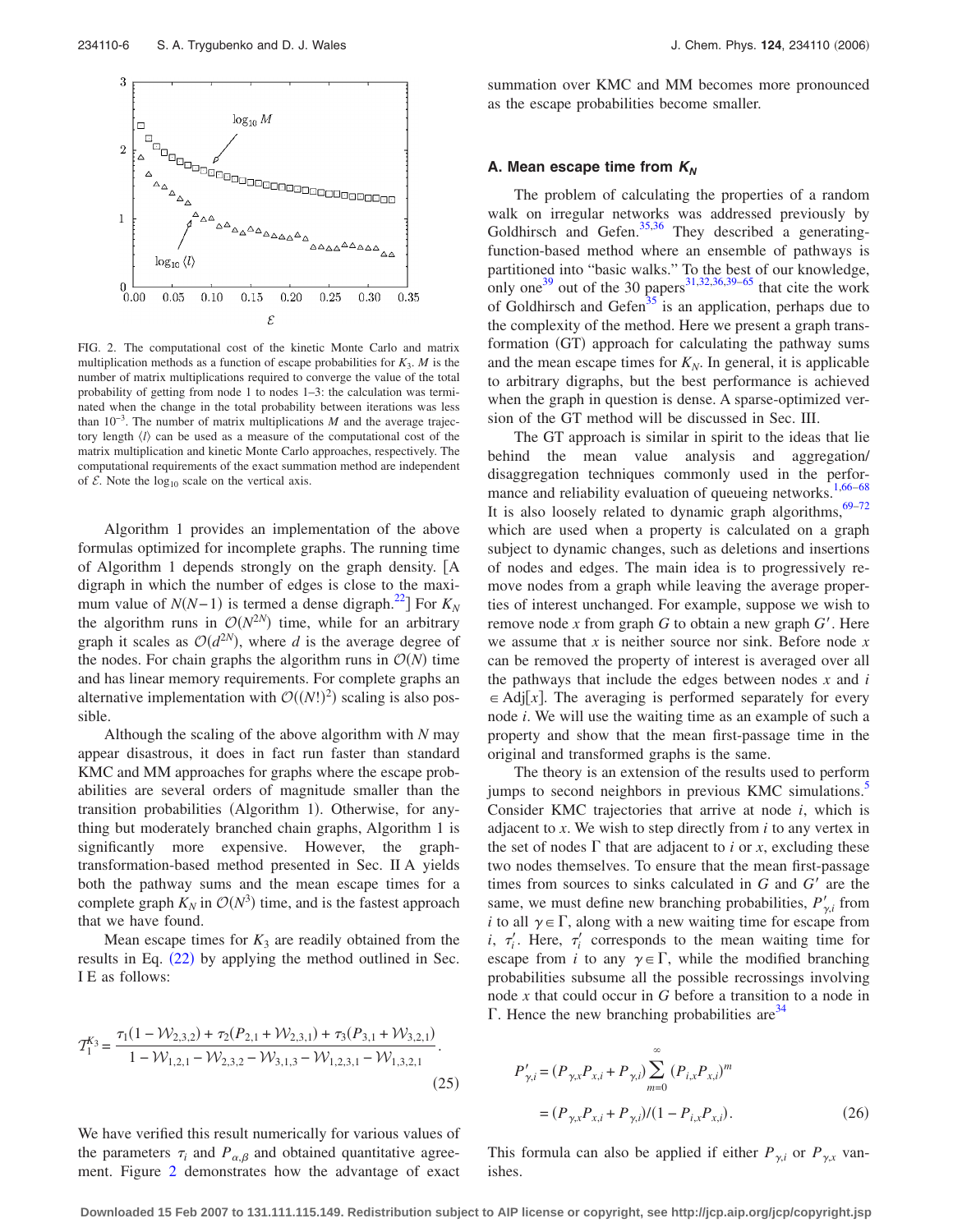FIG. 2. The computational cost of the kinetic Monte Carlo and matrix multiplication methods as a function of escape probabilities for $K_3$. $M$ is the number of matrix multiplications required to converge the value of the total probability of getting from node 1 to nodes 1–3: the calculation was terminated when the change in the total probability between iterations was less than $10^{-3}$. The number of matrix multiplications $M$ and the average trajectory length $\langle l \rangle$ can be used as a measure of the computational cost of the matrix multiplication and kinetic Monte Carlo approaches, respectively. The computational requirements of the exact summation method are independent of $\mathcal{E}$. Note the $\log_{10}$ scale on the vertical axis.

Algorithm 1 provides an implementation of the above formulas optimized for incomplete graphs. The running time of Algorithm 1 depends strongly on the graph density. [A digraph in which the number of edges is close to the maximum value of $N(N-1)$ is termed a dense digraph.[22]] For $K_N$ the algorithm runs in $\mathcal{O}(N^{2N})$ time, while for an arbitrary graph it scales as $\mathcal{O}(d^{2N})$, where $d$ is the average degree of the nodes. For chain graphs the algorithm runs in $\mathcal{O}(N)$ time and has linear memory requirements. For complete graphs an alternative implementation with $\mathcal{O}((N!)^2)$ scaling is also possible.

Although the scaling of the above algorithm with $N$ may appear disastrous, it does in fact run faster than standard KMC and MM approaches for graphs where the escape probabilities are several orders of magnitude smaller than the transition probabilities (Algorithm 1). Otherwise, for anything but moderately branched chain graphs, Algorithm 1 is significantly more expensive. However, the graph-transformation-based method presented in Sec. II A yields both the pathway sums and the mean escape times for a complete graph $K_N$ in $\mathcal{O}(N^3)$ time, and is the fastest approach that we have found.

Mean escape times for $K_3$ are readily obtained from the results in Eq. (22) by applying the method outlined in Sec. I E as follows:

$$\mathcal{T}_1^{K_3} = \frac{\tau_1(1-\mathcal{W}_{2,3,2}) + \tau_2(P_{2,1}+\mathcal{W}_{2,3,1}) + \tau_3(P_{3,1}+\mathcal{W}_{3,2,1})}{1-\mathcal{W}_{1,2,1}-\mathcal{W}_{2,3,2}-\mathcal{W}_{3,1,3}-\mathcal{W}_{1,2,3,1}-\mathcal{W}_{1,3,2,1}}. \tag{25}$$

We have verified this result numerically for various values of the parameters $\tau_i$ and $P_{\alpha,\beta}$ and obtained quantitative agreement. Figure 2 demonstrates how the advantage of exact summation over KMC and MM becomes more pronounced as the escape probabilities become smaller.

### A. Mean escape time from $K_N$

The problem of calculating the properties of a random walk on irregular networks was addressed previously by Goldhirsch and Gefen.[35,36] They described a generating-function-based method where an ensemble of pathways is partitioned into "basic walks." To the best of our knowledge, only one[39] out of the 30 papers[31,32,36,39–65] that cite the work of Goldhirsch and Gefen[35] is an application, perhaps due to the complexity of the method. Here we present a graph transformation (GT) approach for calculating the pathway sums and the mean escape times for $K_N$. In general, it is applicable to arbitrary digraphs, but the best performance is achieved when the graph in question is dense. A sparse-optimized version of the GT method will be discussed in Sec. III.

The GT approach is similar in spirit to the ideas that lie behind the mean value analysis and aggregation/disaggregation techniques commonly used in the performance and reliability evaluation of queueing networks.[1,66–68] It is also loosely related to dynamic graph algorithms,[69–72] which are used when a property is calculated on a graph subject to dynamic changes, such as deletions and insertions of nodes and edges. The main idea is to progressively remove nodes from a graph while leaving the average properties of interest unchanged. For example, suppose we wish to remove node $x$ from graph $G$ to obtain a new graph $G'$. Here we assume that $x$ is neither source nor sink. Before node $x$ can be removed the property of interest is averaged over all the pathways that include the edges between nodes $x$ and $i \in \text{Adj}[x]$. The averaging is performed separately for every node $i$. We will use the waiting time as an example of such a property and show that the mean first-passage time in the original and transformed graphs is the same.

The theory is an extension of the results used to perform jumps to second neighbors in previous KMC simulations.[5] Consider KMC trajectories that arrive at node $i$, which is adjacent to $x$. We wish to step directly from $i$ to any vertex in the set of nodes $\Gamma$ that are adjacent to $i$ or $x$, excluding these two nodes themselves. To ensure that the mean first-passage times from sources to sinks calculated in $G$ and $G'$ are the same, we must define new branching probabilities, $P'_{\gamma,i}$ from $i$ to all $\gamma \in \Gamma$, along with a new waiting time for escape from $i$, $\tau'_i$. Here, $\tau'_i$ corresponds to the mean waiting time for escape from $i$ to any $\gamma \in \Gamma$, while the modified branching probabilities subsume all the possible recrossings involving node $x$ that could occur in $G$ before a transition to a node in $\Gamma$. Hence the new branching probabilities are[34]

$$\begin{aligned} P'_{\gamma,i} &= (P_{\gamma,x}P_{x,i} + P_{\gamma,i}) \sum_{m=0}^{\infty} (P_{i,x}P_{x,i})^m \\ &= (P_{\gamma,x}P_{x,i} + P_{\gamma,i})/(1 - P_{i,x}P_{x,i}). \end{aligned} \tag{26}$$

This formula can also be applied if either $P_{\gamma,i}$ or $P_{\gamma,x}$ vanishes.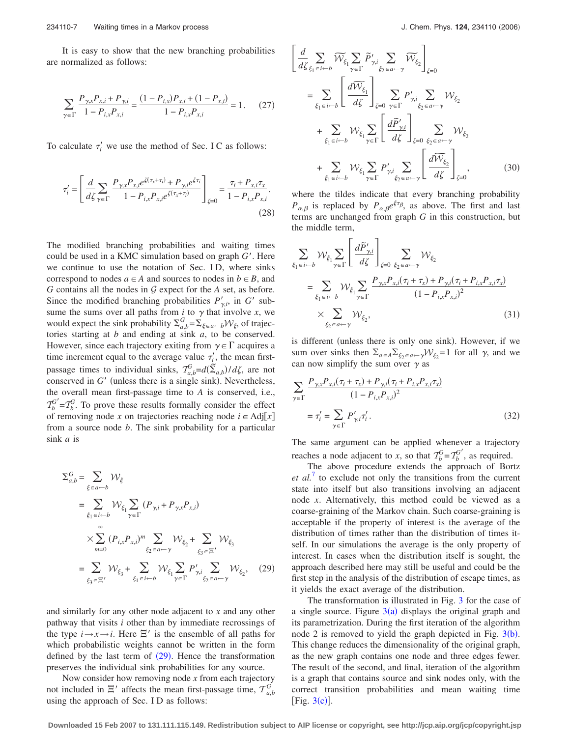It is easy to show that the new branching probabilities are normalized as follows:

$$\sum_{\gamma\in\Gamma} \frac{P_{\gamma,x}P_{x,i}+P_{\gamma,i}}{1-P_{i,x}P_{x,i}} = \frac{(1-P_{i,x})P_{x,i}+(1-P_{x,i})}{1-P_{i,x}P_{x,i}} = 1. \quad (27)$$

To calculate $\tau_i'$ we use the method of Sec. I C as follows:

$$\tau_i' = \left[ \frac{d}{d\zeta} \sum_{\gamma\in\Gamma} \frac{P_{\gamma,x}P_{x,i}e^{\zeta(\tau_x+\tau_i)}+P_{\gamma,i}e^{\zeta\tau_i}}{1-P_{i,x}P_{x,i}e^{\zeta(\tau_x+\tau_i)}} \right]_{\zeta=0} = \frac{\tau_i + P_{x,i}\tau_x}{1-P_{i,x}P_{x,i}}. \quad (28)$$

The modified branching probabilities and waiting times could be used in a KMC simulation based on graph $G'$. Here we continue to use the notation of Sec. I D, where sinks correspond to nodes $a\in A$ and sources to nodes in $b\in B$, and $G$ contains all the nodes in $\mathcal{G}$ expect for the $A$ set, as before. Since the modified branching probabilities $P'_{\gamma,i}$, in $G'$ subsume the sums over all paths from $i$ to $\gamma$ that involve $x$, we would expect the sink probability $\Sigma_{a,b}^{G} = \Sigma_{\xi\in a\leftarrow b}\mathcal{W}_\xi$, of trajectories starting at $b$ and ending at sink $a$, to be conserved. However, since each trajectory exiting from $\gamma\in\Gamma$ acquires a time increment equal to the average value $\tau_i'$, the mean first-passage times to individual sinks, $\mathcal{T}_{a,b}^{G} = d(\tilde{\Sigma}_{a,b})/d\zeta$, are not conserved in $G'$ (unless there is a single sink). Nevertheless, the overall mean first-passage time to $A$ is conserved, i.e., $\mathcal{T}_b^{G'} = \mathcal{T}_b^{G}$. To prove these results formally consider the effect of removing node $x$ on trajectories reaching node $i\in \mathrm{Adj}[x]$ from a source node $b$. The sink probability for a particular sink $a$ is

$$\begin{aligned}
\Sigma_{a,b}^{G} &= \sum_{\xi\in a\leftarrow b} \mathcal{W}_\xi \\
&= \sum_{\xi_1\in i\leftarrow b} \mathcal{W}_{\xi_1} \sum_{\gamma\in\Gamma} (P_{\gamma,i}+P_{\gamma,x}P_{x,i}) \\
&\quad \times \sum_{m=0}^{\infty} (P_{i,x}P_{x,i})^m \sum_{\xi_2\in a\leftarrow\gamma} \mathcal{W}_{\xi_2} + \sum_{\xi_3\in\Xi'} \mathcal{W}_{\xi_3} \\
&= \sum_{\xi_3\in\Xi'} \mathcal{W}_{\xi_3} + \sum_{\xi_1\in i\leftarrow b} \mathcal{W}_{\xi_1} \sum_{\gamma\in\Gamma} P'_{\gamma,i} \sum_{\xi_2\in a\leftarrow\gamma} \mathcal{W}_{\xi_2},
\end{aligned} \quad (29)$$

and similarly for any other node adjacent to $x$ and any other pathway that visits $i$ other than by immediate recrossings of the type $i\rightarrow x\rightarrow i$. Here $\Xi'$ is the ensemble of all paths for which probabilistic weights cannot be written in the form defined by the last term of (29). Hence the transformation preserves the individual sink probabilities for any source.

Now consider how removing node $x$ from each trajectory not included in $\Xi'$ affects the mean first-passage time, $\mathcal{T}_{a,b}^{G}$ using the approach of Sec. I D as follows:

$$\begin{aligned}
&\left[ \frac{d}{d\zeta} \sum_{\xi_1\in i\leftarrow b} \widetilde{\mathcal{W}}_{\xi_1} \sum_{\gamma\in\Gamma} \tilde{P}'_{\gamma,i} \sum_{\xi_2\in a\leftarrow\gamma} \widetilde{\mathcal{W}}_{\xi_2} \right]_{\zeta=0} \\
&= \sum_{\xi_1\in i\leftarrow b} \left[ \frac{d\widetilde{\mathcal{W}}_{\xi_1}}{d\zeta} \right]_{\zeta=0} \sum_{\gamma\in\Gamma} P'_{\gamma,i} \sum_{\xi_2\in a\leftarrow\gamma} \mathcal{W}_{\xi_2} \\
&\quad + \sum_{\xi_1\in i\leftarrow b} \mathcal{W}_{\xi_1} \sum_{\gamma\in\Gamma} \left[ \frac{d\tilde{P}'_{\gamma,i}}{d\zeta} \right]_{\zeta=0} \sum_{\xi_2\in a\leftarrow\gamma} \mathcal{W}_{\xi_2} \\
&\quad + \sum_{\xi_1\in i\leftarrow b} \mathcal{W}_{\xi_1} \sum_{\gamma\in\Gamma} P'_{\gamma,i} \sum_{\xi_2\in a\leftarrow\gamma} \left[ \frac{d\widetilde{\mathcal{W}}_{\xi_2}}{d\zeta} \right]_{\zeta=0},
\end{aligned} \quad (30)$$

where the tildes indicate that every branching probability $P_{\alpha,\beta}$ is replaced by $P_{\alpha,\beta}e^{\zeta\tau_\beta}$, as above. The first and last terms are unchanged from graph $G$ in this construction, but the middle term,

$$\begin{aligned}
&\sum_{\xi_1\in i\leftarrow b} \mathcal{W}_{\xi_1} \sum_{\gamma\in\Gamma} \left[ \frac{d\tilde{P}'_{\gamma,i}}{d\zeta} \right]_{\zeta=0} \sum_{\xi_2\in a\leftarrow\gamma} \mathcal{W}_{\xi_2} \\
&= \sum_{\xi_1\in i\leftarrow b} \mathcal{W}_{\xi_1} \sum_{\gamma\in\Gamma} \frac{P_{\gamma,x}P_{x,i}(\tau_i+\tau_x)+P_{\gamma,i}(\tau_i+P_{i,x}P_{x,i}\tau_x)}{(1-P_{i,x}P_{x,i})^2} \\
&\quad \times \sum_{\xi_2\in a\leftarrow\gamma} \mathcal{W}_{\xi_2},
\end{aligned} \quad (31)$$

is different (unless there is only one sink). However, if we sum over sinks then $\Sigma_{a\in A}\Sigma_{\xi_2\in a\leftarrow\gamma}\mathcal{W}_{\xi_2}=1$ for all $\gamma$, and we can now simplify the sum over $\gamma$ as

$$\begin{aligned}
&\sum_{\gamma\in\Gamma} \frac{P_{\gamma,x}P_{x,i}(\tau_i+\tau_x)+P_{\gamma,i}(\tau_i+P_{i,x}P_{x,i}\tau_x)}{(1-P_{i,x}P_{x,i})^2} \\
&= \tau_i' = \sum_{\gamma\in\Gamma} P'_{\gamma,i}\tau_i'.
\end{aligned} \quad (32)$$

The same argument can be applied whenever a trajectory reaches a node adjacent to $x$, so that $\mathcal{T}_b^{G} = \mathcal{T}_b^{G'}$, as required.

The above procedure extends the approach of Bortz *et al.*[7] to exclude not only the transitions from the current state into itself but also transitions involving an adjacent node $x$. Alternatively, this method could be viewed as a coarse-graining of the Markov chain. Such coarse-graining is acceptable if the property of interest is the average of the distribution of times rather than the distribution of times itself. In our simulations the average is the only property of interest. In cases when the distribution itself is sought, the approach described here may still be useful and could be the first step in the analysis of the distribution of escape times, as it yields the exact average of the distribution.

The transformation is illustrated in Fig. 3 for the case of a single source. Figure 3(a) displays the original graph and its parametrization. During the first iteration of the algorithm node 2 is removed to yield the graph depicted in Fig. 3(b). This change reduces the dimensionality of the original graph, as the new graph contains one node and three edges fewer. The result of the second, and final, iteration of the algorithm is a graph that contains source and sink nodes only, with the correct transition probabilities and mean waiting time [Fig. 3(c)].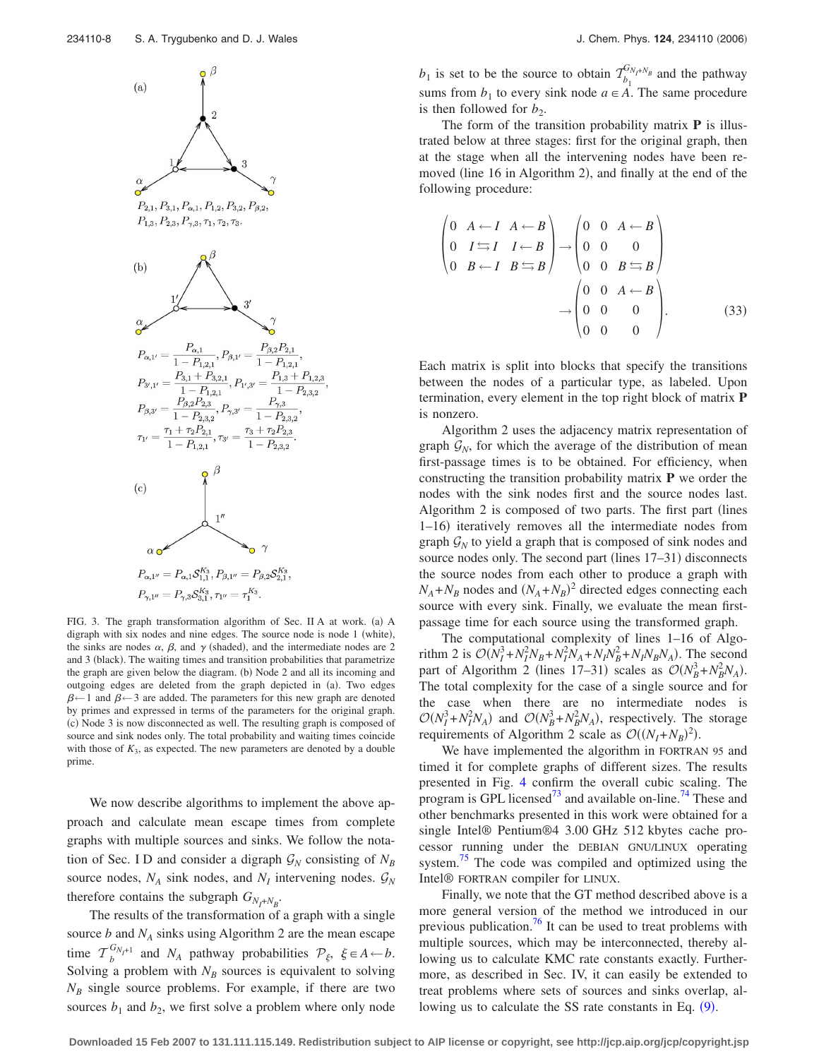(a)

$P_{2,1}, P_{3,1}, P_{\alpha,1}, P_{1,2}, P_{3,2}, P_{\beta,2},$
$P_{1,3}, P_{2,3}, P_{\gamma,3}, \tau_1, \tau_2, \tau_3.$

(b)

$$P_{\alpha,1'} = \frac{P_{\alpha,1}}{1 - P_{1,2,1}}, P_{\beta,1'} = \frac{P_{\beta,2}P_{2,1}}{1 - P_{1,2,1}},$$
$$P_{3',1'} = \frac{P_{3,1} + P_{3,2,1}}{1 - P_{1,2,1}}, P_{1',3'} = \frac{P_{1,3} + P_{1,2,3}}{1 - P_{2,3,2}},$$
$$P_{\beta,3'} = \frac{P_{\beta,2}P_{2,3}}{1 - P_{2,3,2}}, P_{\gamma,3'} = \frac{P_{\gamma,3}}{1 - P_{2,3,2}},$$
$$\tau_{1'} = \frac{\tau_1 + \tau_2 P_{2,1}}{1 - P_{1,2,1}}, \tau_{3'} = \frac{\tau_3 + \tau_2 P_{2,3}}{1 - P_{2,3,2}}.$$

(c)

$$P_{\alpha,1''} = P_{\alpha,1}\mathcal{S}_{1,1}^{K_3}, P_{\beta,1''} = P_{\beta,2}\mathcal{S}_{2,1}^{K_3},$$
$$P_{\gamma,1''} = P_{\gamma,3}\mathcal{S}_{3,1}^{K_3}, \tau_{1''} = \tau_1^{K_3}.$$

FIG. 3. The graph transformation algorithm of Sec. II A at work. (a) A digraph with six nodes and nine edges. The source node is node 1 (white), the sinks are nodes $\alpha$, $\beta$, and $\gamma$ (shaded), and the intermediate nodes are 2 and 3 (black). The waiting times and transition probabilities that parametrize the graph are given below the diagram. (b) Node 2 and all its incoming and outgoing edges are deleted from the graph depicted in (a). Two edges $\beta \leftarrow 1$ and $\beta \leftarrow 3$ are added. The parameters for this new graph are denoted by primes and expressed in terms of the parameters for the original graph. (c) Node 3 is now disconnected as well. The resulting graph is composed of source and sink nodes only. The total probability and waiting times coincide with those of $K_3$, as expected. The new parameters are denoted by a double prime.

We now describe algorithms to implement the above approach and calculate mean escape times from complete graphs with multiple sources and sinks. We follow the notation of Sec. I D and consider a digraph $\mathcal{G}_N$ consisting of $N_B$ source nodes, $N_A$ sink nodes, and $N_I$ intervening nodes. $\mathcal{G}_N$ therefore contains the subgraph $G_{N_I+N_B}$.

The results of the transformation of a graph with a single source $b$ and $N_A$ sinks using Algorithm 2 are the mean escape time $\mathcal{T}_b^{G_{N_I+1}}$ and $N_A$ pathway probabilities $\mathcal{P}_\xi$, $\xi \in A \leftarrow b$. Solving a problem with $N_B$ sources is equivalent to solving $N_B$ single source problems. For example, if there are two sources $b_1$ and $b_2$, we first solve a problem where only node $b_1$ is set to be the source to obtain $\mathcal{T}_{b_1}^{G_{N_I+N_B}}$ and the pathway sums from $b_1$ to every sink node $a \in A$. The same procedure is then followed for $b_2$.

The form of the transition probability matrix $\mathbf{P}$ is illustrated below at three stages: first for the original graph, then at the stage when all the intervening nodes have been removed (line 16 in Algorithm 2), and finally at the end of the following procedure:

$$\begin{pmatrix} 0 & A \leftarrow I & A \leftarrow B \\ 0 & I \leftrightarrows I & I \leftarrow B \\ 0 & B \leftarrow I & B \leftrightarrows B \end{pmatrix} \rightarrow \begin{pmatrix} 0 & 0 & A \leftarrow B \\ 0 & 0 & 0 \\ 0 & 0 & B \leftrightarrows B \end{pmatrix}$$
$$\rightarrow \begin{pmatrix} 0 & 0 & A \leftarrow B \\ 0 & 0 & 0 \\ 0 & 0 & 0 \end{pmatrix}. \qquad (33)$$

Each matrix is split into blocks that specify the transitions between the nodes of a particular type, as labeled. Upon termination, every element in the top right block of matrix $\mathbf{P}$ is nonzero.

Algorithm 2 uses the adjacency matrix representation of graph $\mathcal{G}_N$, for which the average of the distribution of mean first-passage times is to be obtained. For efficiency, when constructing the transition probability matrix $\mathbf{P}$ we order the nodes with the sink nodes first and the source nodes last. Algorithm 2 is composed of two parts. The first part (lines 1–16) iteratively removes all the intermediate nodes from graph $\mathcal{G}_N$ to yield a graph that is composed of sink nodes and source nodes only. The second part (lines 17–31) disconnects the source nodes from each other to produce a graph with $N_A + N_B$ nodes and $(N_A + N_B)^2$ directed edges connecting each source with every sink. Finally, we evaluate the mean first-passage time for each source using the transformed graph.

The computational complexity of lines 1–16 of Algorithm 2 is $\mathcal{O}(N_I^3 + N_I^2 N_B + N_I^2 N_A + N_I N_B^2 + N_I N_B N_A)$. The second part of Algorithm 2 (lines 17–31) scales as $\mathcal{O}(N_B^3 + N_B^2 N_A)$. The total complexity for the case of a single source and for the case when there are no intermediate nodes is $\mathcal{O}(N_I^3 + N_I^2 N_A)$ and $\mathcal{O}(N_B^3 + N_B^2 N_A)$, respectively. The storage requirements of Algorithm 2 scale as $\mathcal{O}((N_I + N_B)^2)$.

We have implemented the algorithm in FORTRAN 95 and timed it for complete graphs of different sizes. The results presented in Fig. 4 confirm the overall cubic scaling. The program is GPL licensed[73] and available on-line.[74] These and other benchmarks presented in this work were obtained for a single Intel® Pentium®4 3.00 GHz 512 kbytes cache processor running under the DEBIAN GNU/LINUX operating system.[75] The code was compiled and optimized using the Intel® FORTRAN compiler for LINUX.

Finally, we note that the GT method described above is a more general version of the method we introduced in our previous publication.[76] It can be used to treat problems with multiple sources, which may be interconnected, thereby allowing us to calculate KMC rate constants exactly. Furthermore, as described in Sec. IV, it can easily be extended to treat problems where sets of sources and sinks overlap, allowing us to calculate the SS rate constants in Eq. (9).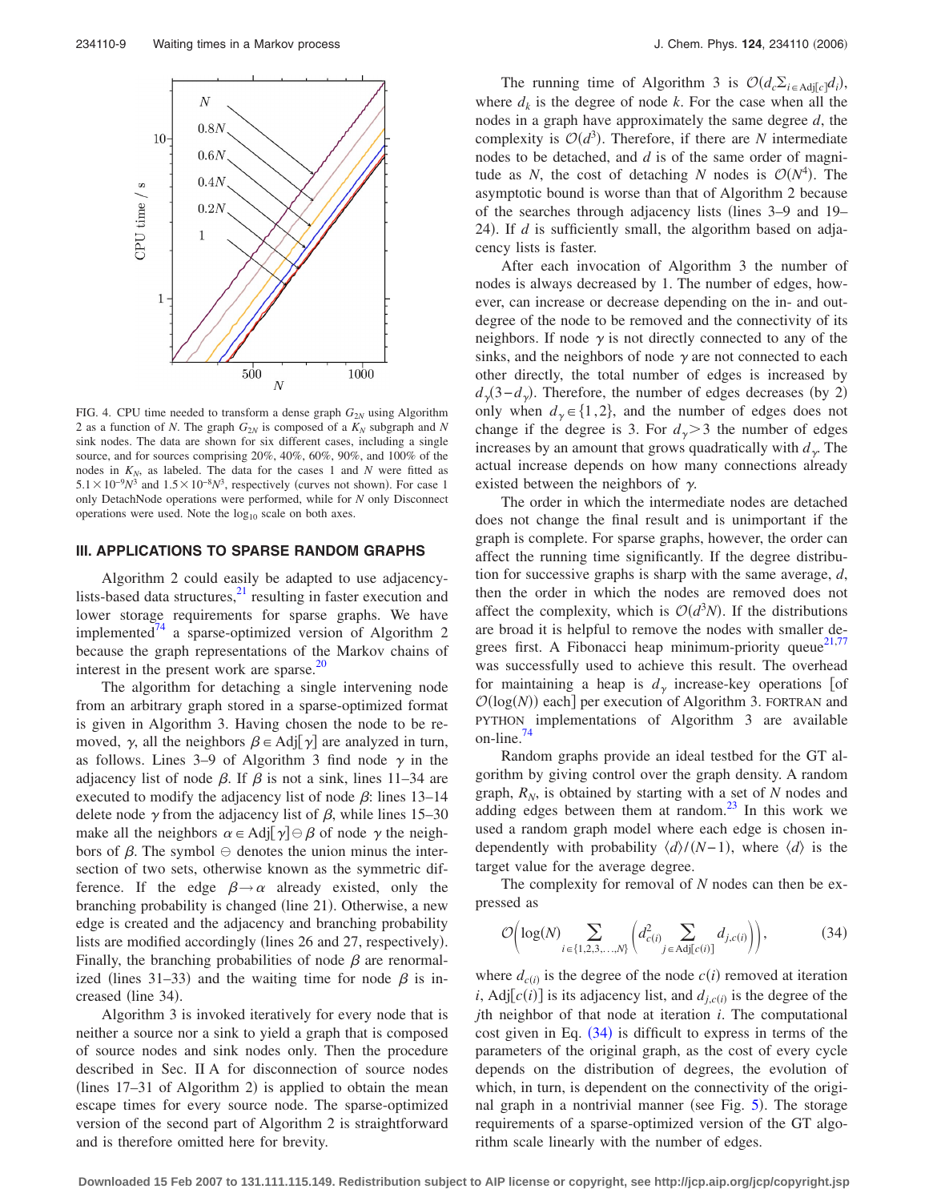FIG. 4. CPU time needed to transform a dense graph $G_{2N}$ using Algorithm 2 as a function of $N$. The graph $G_{2N}$ is composed of a $K_N$ subgraph and $N$ sink nodes. The data are shown for six different cases, including a single source, and for sources comprising 20%, 40%, 60%, 90%, and 100% of the nodes in $K_N$, as labeled. The data for the cases 1 and $N$ were fitted as $5.1\times10^{-9}N^3$ and $1.5\times10^{-8}N^3$, respectively (curves not shown). For case 1 only DetachNode operations were performed, while for $N$ only Disconnect operations were used. Note the $\log_{10}$ scale on both axes.

## III. APPLICATIONS TO SPARSE RANDOM GRAPHS

Algorithm 2 could easily be adapted to use adjacency-lists-based data structures,[21] resulting in faster execution and lower storage requirements for sparse graphs. We have implemented[74] a sparse-optimized version of Algorithm 2 because the graph representations of the Markov chains of interest in the present work are sparse.[20]

The algorithm for detaching a single intervening node from an arbitrary graph stored in a sparse-optimized format is given in Algorithm 3. Having chosen the node to be removed, $\gamma$, all the neighbors $\beta \in \mathrm{Adj}[\gamma]$ are analyzed in turn, as follows. Lines 3–9 of Algorithm 3 find node $\gamma$ in the adjacency list of node $\beta$. If $\beta$ is not a sink, lines 11–34 are executed to modify the adjacency list of node $\beta$: lines 13–14 delete node $\gamma$ from the adjacency list of $\beta$, while lines 15–30 make all the neighbors $\alpha \in \mathrm{Adj}[\gamma] \ominus \beta$ of node $\gamma$ the neighbors of $\beta$. The symbol $\ominus$ denotes the union minus the intersection of two sets, otherwise known as the symmetric difference. If the edge $\beta \to \alpha$ already existed, only the branching probability is changed (line 21). Otherwise, a new edge is created and the adjacency and branching probability lists are modified accordingly (lines 26 and 27, respectively). Finally, the branching probabilities of node $\beta$ are renormalized (lines 31–33) and the waiting time for node $\beta$ is increased (line 34).

Algorithm 3 is invoked iteratively for every node that is neither a source nor a sink to yield a graph that is composed of source nodes and sink nodes only. Then the procedure described in Sec. II A for disconnection of source nodes (lines 17–31 of Algorithm 2) is applied to obtain the mean escape times for every source node. The sparse-optimized version of the second part of Algorithm 2 is straightforward and is therefore omitted here for brevity.

The running time of Algorithm 3 is $\mathcal{O}(d_c \Sigma_{i \in \mathrm{Adj}[c]} d_i)$, where $d_k$ is the degree of node $k$. For the case when all the nodes in a graph have approximately the same degree $d$, the complexity is $\mathcal{O}(d^3)$. Therefore, if there are $N$ intermediate nodes to be detached, and $d$ is of the same order of magnitude as $N$, the cost of detaching $N$ nodes is $\mathcal{O}(N^4)$. The asymptotic bound is worse than that of Algorithm 2 because of the searches through adjacency lists (lines 3–9 and 19–24). If $d$ is sufficiently small, the algorithm based on adjacency lists is faster.

After each invocation of Algorithm 3 the number of nodes is always decreased by 1. The number of edges, however, can increase or decrease depending on the in- and out-degree of the node to be removed and the connectivity of its neighbors. If node $\gamma$ is not directly connected to any of the sinks, and the neighbors of node $\gamma$ are not connected to each other directly, the total number of edges is increased by $d_\gamma(3-d_\gamma)$. Therefore, the number of edges decreases (by 2) only when $d_\gamma \in \{1,2\}$, and the number of edges does not change if the degree is 3. For $d_\gamma > 3$ the number of edges increases by an amount that grows quadratically with $d_\gamma$. The actual increase depends on how many connections already existed between the neighbors of $\gamma$.

The order in which the intermediate nodes are detached does not change the final result and is unimportant if the graph is complete. For sparse graphs, however, the order can affect the running time significantly. If the degree distribution for successive graphs is sharp with the same average, $d$, then the order in which the nodes are removed does not affect the complexity, which is $\mathcal{O}(d^3 N)$. If the distributions are broad it is helpful to remove the nodes with smaller degrees first. A Fibonacci heap minimum-priority queue[21,77] was successfully used to achieve this result. The overhead for maintaining a heap is $d_\gamma$ increase-key operations [of $\mathcal{O}(\log(N))$ each] per execution of Algorithm 3. FORTRAN and PYTHON implementations of Algorithm 3 are available on-line.[74]

Random graphs provide an ideal testbed for the GT algorithm by giving control over the graph density. A random graph, $R_N$, is obtained by starting with a set of $N$ nodes and adding edges between them at random.[23] In this work we used a random graph model where each edge is chosen independently with probability $\langle d \rangle/(N-1)$, where $\langle d \rangle$ is the target value for the average degree.

The complexity for removal of $N$ nodes can then be expressed as

$$\mathcal{O}\left(\log(N) \sum_{i \in \{1,2,3,\ldots,N\}} \left(d_{c(i)}^2 \sum_{j \in \mathrm{Adj}[c(i)]} d_{j,c(i)}\right)\right), \tag{34}$$

where $d_{c(i)}$ is the degree of the node $c(i)$ removed at iteration $i$, $\mathrm{Adj}[c(i)]$ is its adjacency list, and $d_{j,c(i)}$ is the degree of the $j$th neighbor of that node at iteration $i$. The computational cost given in Eq. (34) is difficult to express in terms of the parameters of the original graph, as the cost of every cycle depends on the distribution of degrees, the evolution of which, in turn, is dependent on the connectivity of the original graph in a nontrivial manner (see Fig. 5). The storage requirements of a sparse-optimized version of the GT algorithm scale linearly with the number of edges.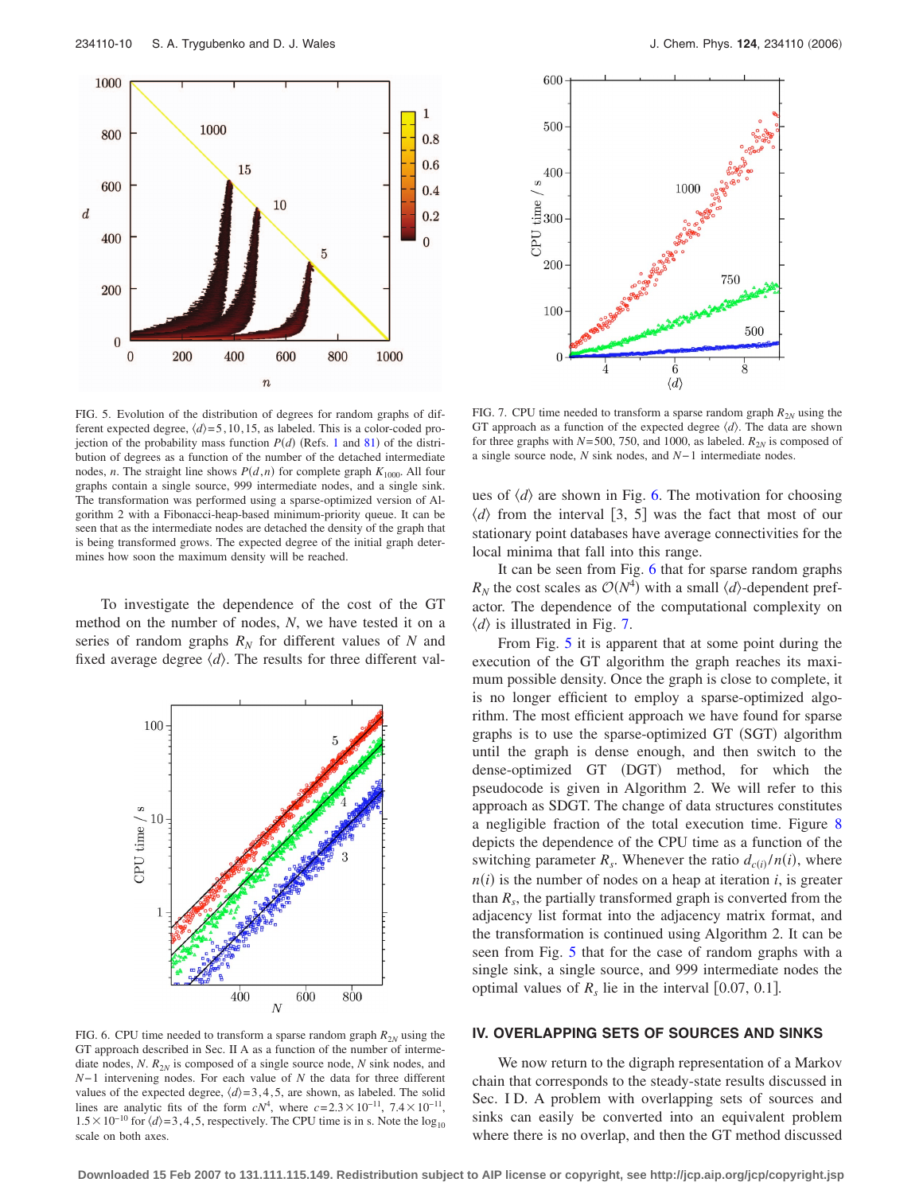FIG. 5. Evolution of the distribution of degrees for random graphs of different expected degree, $\langle d \rangle = 5, 10, 15$, as labeled. This is a color-coded projection of the probability mass function $P(d)$ (Refs. 1 and 81) of the distribution of degrees as a function of the number of the detached intermediate nodes, $n$. The straight line shows $P(d,n)$ for complete graph $K_{1000}$. All four graphs contain a single source, 999 intermediate nodes, and a single sink. The transformation was performed using a sparse-optimized version of Algorithm 2 with a Fibonacci-heap-based minimum-priority queue. It can be seen that as the intermediate nodes are detached the density of the graph that is being transformed grows. The expected degree of the initial graph determines how soon the maximum density will be reached.

To investigate the dependence of the cost of the GT method on the number of nodes, $N$, we have tested it on a series of random graphs $R_N$ for different values of $N$ and fixed average degree $\langle d \rangle$. The results for three different values of $\langle d \rangle$ are shown in Fig. 6. The motivation for choosing $\langle d \rangle$ from the interval $[3, 5]$ was the fact that most of our stationary point databases have average connectivities for the local minima that fall into this range.

FIG. 6. CPU time needed to transform a sparse random graph $R_{2N}$ using the GT approach described in Sec. II A as a function of the number of intermediate nodes, $N$. $R_{2N}$ is composed of a single source node, $N$ sink nodes, and $N-1$ intervening nodes. For each value of $N$ the data for three different values of the expected degree, $\langle d \rangle = 3, 4, 5$, are shown, as labeled. The solid lines are analytic fits of the form $cN^4$, where $c = 2.3 \times 10^{-11}$, $7.4 \times 10^{-11}$, $1.5 \times 10^{-10}$ for $\langle d \rangle = 3, 4, 5$, respectively. The CPU time is in s. Note the $\log_{10}$ scale on both axes.

FIG. 7. CPU time needed to transform a sparse random graph $R_{2N}$ using the GT approach as a function of the expected degree $\langle d \rangle$. The data are shown for three graphs with $N=500$, 750, and 1000, as labeled. $R_{2N}$ is composed of a single source node, $N$ sink nodes, and $N-1$ intermediate nodes.

It can be seen from Fig. 6 that for sparse random graphs $R_N$ the cost scales as $\mathcal{O}(N^4)$ with a small $\langle d \rangle$-dependent prefactor. The dependence of the computational complexity on $\langle d \rangle$ is illustrated in Fig. 7.

From Fig. 5 it is apparent that at some point during the execution of the GT algorithm the graph reaches its maximum possible density. Once the graph is close to complete, it is no longer efficient to employ a sparse-optimized algorithm. The most efficient approach we have found for sparse graphs is to use the sparse-optimized GT (SGT) algorithm until the graph is dense enough, and then switch to the dense-optimized GT (DGT) method, for which the pseudocode is given in Algorithm 2. We will refer to this approach as SDGT. The change of data structures constitutes a negligible fraction of the total execution time. Figure 8 depicts the dependence of the CPU time as a function of the switching parameter $R_s$. Whenever the ratio $d_{c(i)}/n(i)$, where $n(i)$ is the number of nodes on a heap at iteration $i$, is greater than $R_s$, the partially transformed graph is converted from the adjacency list format into the adjacency matrix format, and the transformation is continued using Algorithm 2. It can be seen from Fig. 5 that for the case of random graphs with a single sink, a single source, and 999 intermediate nodes the optimal values of $R_s$ lie in the interval $[0.07, 0.1]$.

## IV. OVERLAPPING SETS OF SOURCES AND SINKS

We now return to the digraph representation of a Markov chain that corresponds to the steady-state results discussed in Sec. I D. A problem with overlapping sets of sources and sinks can easily be converted into an equivalent problem where there is no overlap, and then the GT method discussed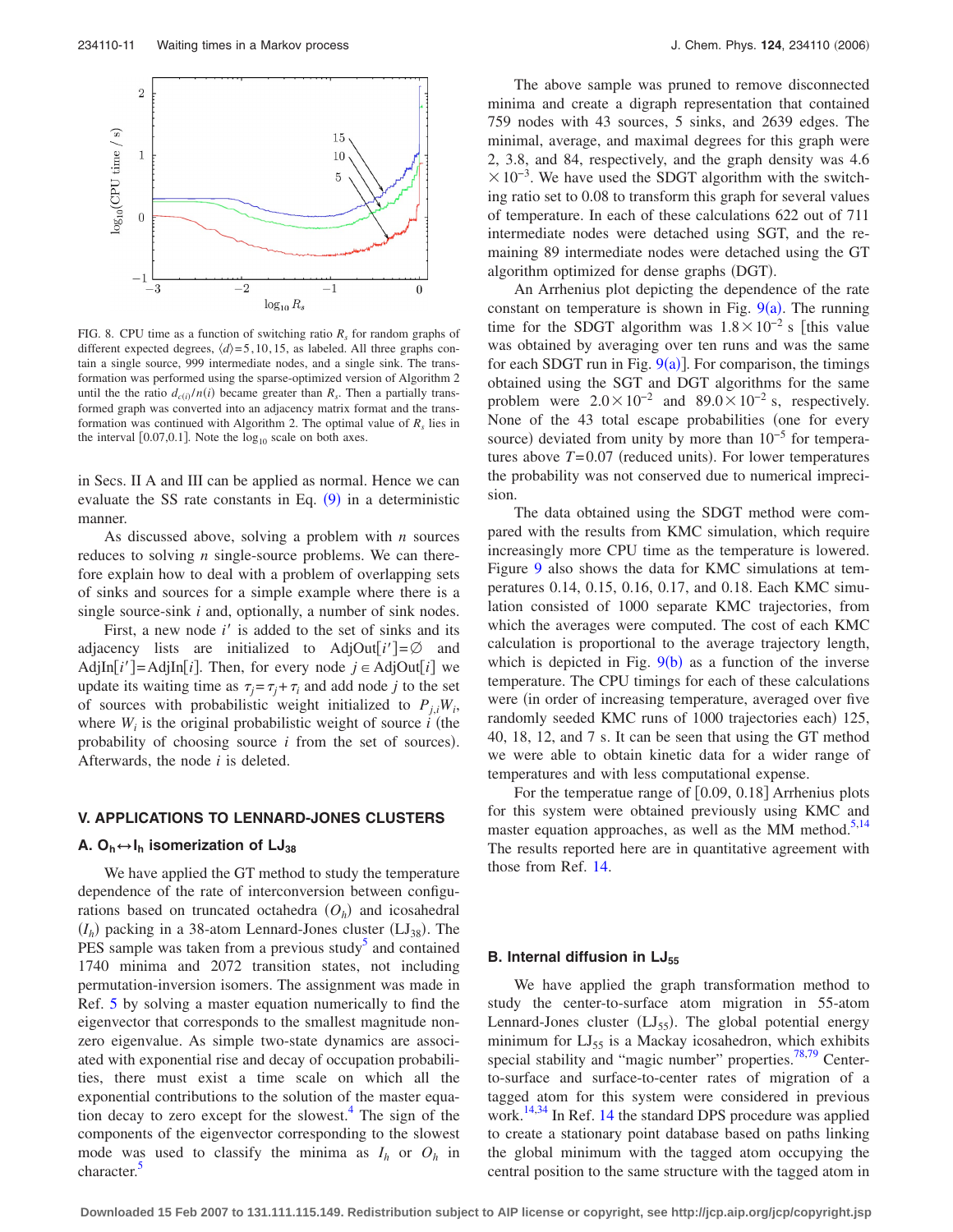FIG. 8. CPU time as a function of switching ratio $R_s$ for random graphs of different expected degrees, $\langle d \rangle = 5, 10, 15$, as labeled. All three graphs contain a single source, 999 intermediate nodes, and a single sink. The transformation was performed using the sparse-optimized version of Algorithm 2 until the ratio $d_{c(i)}/n(i)$ became greater than $R_s$. Then a partially transformed graph was converted into an adjacency matrix format and the transformation was continued with Algorithm 2. The optimal value of $R_s$ lies in the interval $[0.07, 0.1]$. Note the $\log_{10}$ scale on both axes.

in Secs. II A and III can be applied as normal. Hence we can evaluate the SS rate constants in Eq. (9) in a deterministic manner.

As discussed above, solving a problem with $n$ sources reduces to solving $n$ single-source problems. We can therefore explain how to deal with a problem of overlapping sets of sinks and sources for a simple example where there is a single source-sink $i$ and, optionally, a number of sink nodes.

First, a new node $i'$ is added to the set of sinks and its adjacency lists are initialized to $\text{AdjOut}[i'] = \varnothing$ and $\text{AdjIn}[i'] = \text{AdjIn}[i]$. Then, for every node $j \in \text{AdjOut}[i]$ we update its waiting time as $\tau_j = \tau_j + \tau_i$ and add node $j$ to the set of sources with probabilistic weight initialized to $P_{j,i}W_i$, where $W_i$ is the original probabilistic weight of source $i$ (the probability of choosing source $i$ from the set of sources). Afterwards, the node $i$ is deleted.

## V. APPLICATIONS TO LENNARD-JONES CLUSTERS

### A. $O_h \leftrightarrow I_h$ isomerization of $LJ_{38}$

We have applied the GT method to study the temperature dependence of the rate of interconversion between configurations based on truncated octahedra ($O_h$) and icosahedral ($I_h$) packing in a 38-atom Lennard-Jones cluster ($LJ_{38}$). The PES sample was taken from a previous study[5] and contained 1740 minima and 2072 transition states, not including permutation-inversion isomers. The assignment was made in Ref. 5 by solving a master equation numerically to find the eigenvector that corresponds to the smallest magnitude nonzero eigenvalue. As simple two-state dynamics are associated with exponential rise and decay of occupation probabilities, there must exist a time scale on which all the exponential contributions to the solution of the master equation decay to zero except for the slowest.[4] The sign of the components of the eigenvector corresponding to the slowest mode was used to classify the minima as $I_h$ or $O_h$ in character.[5]

The above sample was pruned to remove disconnected minima and create a digraph representation that contained 759 nodes with 43 sources, 5 sinks, and 2639 edges. The minimal, average, and maximal degrees for this graph were 2, 3.8, and 84, respectively, and the graph density was $4.6 \times 10^{-3}$. We have used the SDGT algorithm with the switching ratio set to 0.08 to transform this graph for several values of temperature. In each of these calculations 622 out of 711 intermediate nodes were detached using SGT, and the remaining 89 intermediate nodes were detached using the GT algorithm optimized for dense graphs (DGT).

An Arrhenius plot depicting the dependence of the rate constant on temperature is shown in Fig. 9(a). The running time for the SDGT algorithm was $1.8 \times 10^{-2}$ s [this value was obtained by averaging over ten runs and was the same for each SDGT run in Fig. 9(a)]. For comparison, the timings obtained using the SGT and DGT algorithms for the same problem were $2.0 \times 10^{-2}$ and $89.0 \times 10^{-2}$ s, respectively. None of the 43 total escape probabilities (one for every source) deviated from unity by more than $10^{-5}$ for temperatures above $T = 0.07$ (reduced units). For lower temperatures the probability was not conserved due to numerical imprecision.

The data obtained using the SDGT method were compared with the results from KMC simulation, which require increasingly more CPU time as the temperature is lowered. Figure 9 also shows the data for KMC simulations at temperatures 0.14, 0.15, 0.16, 0.17, and 0.18. Each KMC simulation consisted of 1000 separate KMC trajectories, from which the averages were computed. The cost of each KMC calculation is proportional to the average trajectory length, which is depicted in Fig. 9(b) as a function of the inverse temperature. The CPU timings for each of these calculations were (in order of increasing temperature, averaged over five randomly seeded KMC runs of 1000 trajectories each) 125, 40, 16, 12, and 7 s. It can be seen that using the GT method we were able to obtain kinetic data for a wider range of temperatures and with less computational expense.

For the temperatue range of $[0.09, 0.18]$ Arrhenius plots for this system were obtained previously using KMC and master equation approaches, as well as the MM method.[5,14] The results reported here are in quantitative agreement with those from Ref. 14.

### B. Internal diffusion in $LJ_{55}$

We have applied the graph transformation method to study the center-to-surface atom migration in 55-atom Lennard-Jones cluster ($LJ_{55}$). The global potential energy minimum for $LJ_{55}$ is a Mackay icosahedron, which exhibits special stability and "magic number" properties.[78,79] Center-to-surface and surface-to-center rates of migration of a tagged atom for this system were considered in previous work.[14,34] In Ref. 14 the standard DPS procedure was applied to create a stationary point database based on paths linking the global minimum with the tagged atom occupying the central position to the same structure with the tagged atom in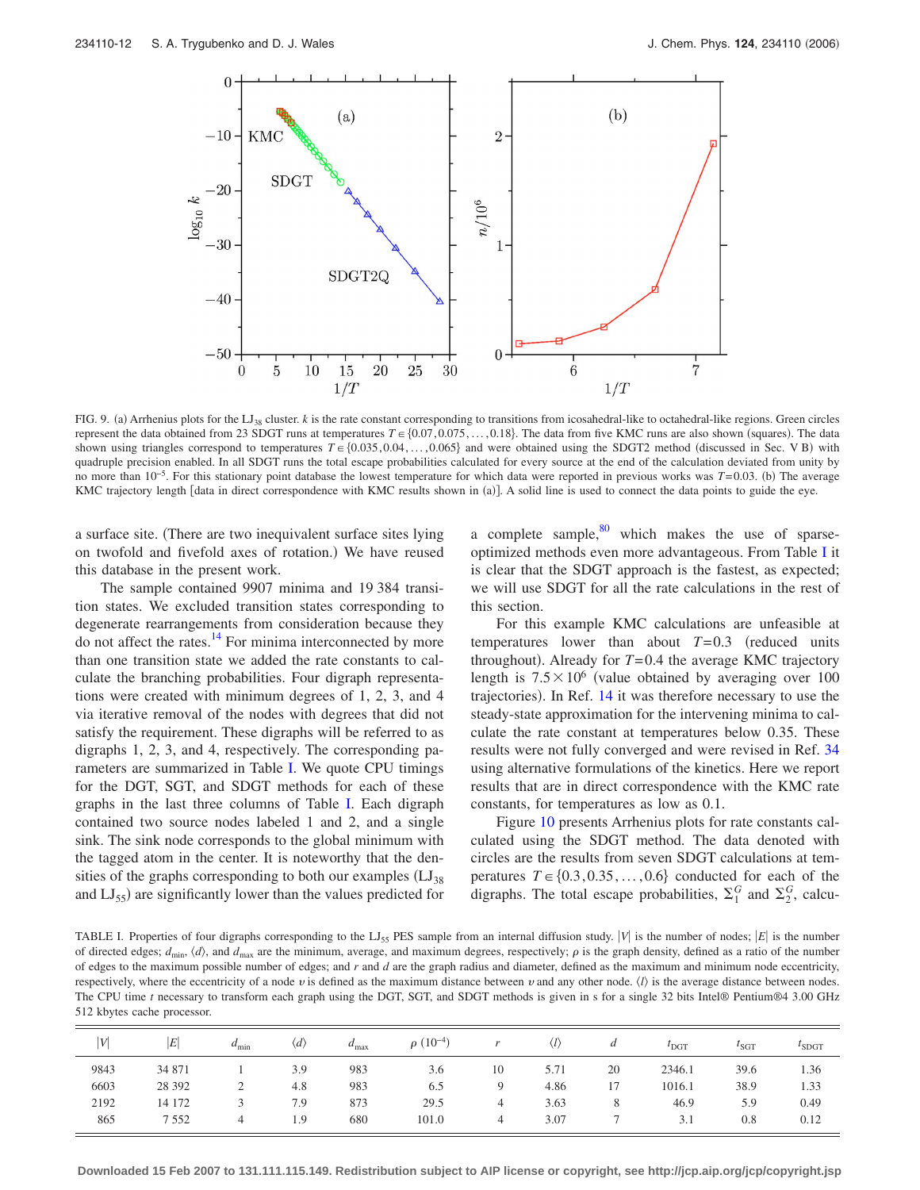FIG. 9. (a) Arrhenius plots for the $LJ_{38}$ cluster. $k$ is the rate constant corresponding to transitions from icosahedral-like to octahedral-like regions. Green circles represent the data obtained from 23 SDGT runs at temperatures $T \in \{0.07, 0.075, \ldots, 0.18\}$. The data from five KMC runs are also shown (squares). The data shown using triangles correspond to temperatures $T \in \{0.035, 0.04, \ldots, 0.065\}$ and were obtained using the SDGT2 method (discussed in Sec. V B) with quadruple precision enabled. In all SDGT runs the total escape probabilities calculated for every source at the end of the calculation deviated from unity by no more than $10^{-5}$. For this stationary point database the lowest temperature for which data were reported in previous works was $T=0.03$. (b) The average KMC trajectory length [data in direct correspondence with KMC results shown in (a)]. A solid line is used to connect the data points to guide the eye.

a surface site. (There are two inequivalent surface sites lying on twofold and fivefold axes of rotation.) We have reused this database in the present work.

The sample contained 9907 minima and 19 384 transition states. We excluded transition states corresponding to degenerate rearrangements from consideration because they do not affect the rates.[14] For minima interconnected by more than one transition state we added the rate constants to calculate the branching probabilities. Four digraph representations were created with minimum degrees of 1, 2, 3, and 4 via iterative removal of the nodes with degrees that did not satisfy the requirement. These digraphs will be referred to as digraphs 1, 2, 3, and 4, respectively. The corresponding parameters are summarized in Table I. We quote CPU timings for the DGT, SGT, and SDGT methods for each of these graphs in the last three columns of Table I. Each digraph contained two source nodes labeled 1 and 2, and a single sink. The sink node corresponds to the global minimum with the tagged atom in the center. It is noteworthy that the densities of the graphs corresponding to both our examples ($LJ_{38}$ and $LJ_{55}$) are significantly lower than the values predicted for a complete sample,[80] which makes the use of sparse-optimized methods even more advantageous. From Table I it is clear that the SDGT approach is the fastest, as expected; we will use SDGT for all the rate calculations in the rest of this section.

For this example KMC calculations are unfeasible at temperatures lower than about $T=0.3$ (reduced units throughout). Already for $T=0.4$ the average KMC trajectory length is $7.5 \times 10^6$ (value obtained by averaging over 100 trajectories). In Ref. 14 it was therefore necessary to use the steady-state approximation for the intervening minima to calculate the rate constant at temperatures below 0.35. These results were not fully converged and were revised in Ref. 34 using alternative formulations of the kinetics. Here we report results that are in direct correspondence with the KMC rate constants, for temperatures as low as 0.1.

Figure 10 presents Arrhenius plots for rate constants calculated using the SDGT method. The data denoted with circles are the results from seven SDGT calculations at temperatures $T \in \{0.3, 0.35, \ldots, 0.6\}$ conducted for each of the digraphs. The total escape probabilities, $\Sigma_1^G$ and $\Sigma_2^G$, calcu-

TABLE I. Properties of four digraphs corresponding to the $LJ_{55}$ PES sample from an internal diffusion study. $|V|$ is the number of nodes; $|E|$ is the number of directed edges; $d_{min}$, $\langle d \rangle$, and $d_{max}$ are the minimum, average, and maximum degrees, respectively; $\rho$ is the graph density, defined as a ratio of the number of edges to the maximum possible number of edges; and $r$ and $d$ are the graph radius and diameter, defined as the maximum and minimum node eccentricity, respectively, where the eccentricity of a node $v$ is defined as the maximum distance between $v$ and any other node. $\langle l \rangle$ is the average distance between nodes. The CPU time $t$ necessary to transform each graph using the DGT, SGT, and SDGT methods is given in s for a single 32 bits Intel® Pentium®4 3.00 GHz 512 kbytes cache processor.

| $\|V\|$ | $\|E\|$ | $d_{min}$ | $\langle d \rangle$ | $d_{max}$ | $\rho$ $(10^{-4})$ | $r$ | $\langle l \rangle$ | $d$ | $t_{DGT}$ | $t_{SGT}$ | $t_{SDGT}$ |
|---|---|---|---|---|---|---|---|---|---|---|---|
| 9843 | 34 871 | 1 | 3.9 | 983 | 3.6 | 10 | 5.71 | 20 | 2346.1 | 39.6 | 1.36 |
| 6603 | 28 392 | 2 | 4.8 | 983 | 6.5 | 9 | 4.86 | 17 | 1016.1 | 38.9 | 1.33 |
| 2192 | 14 172 | 3 | 7.9 | 873 | 29.5 | 4 | 3.63 | 8 | 46.9 | 5.9 | 0.49 |
| 865 | 7 552 | 4 | 1.9 | 680 | 101.0 | 4 | 3.07 | 7 | 3.1 | 0.8 | 0.12 |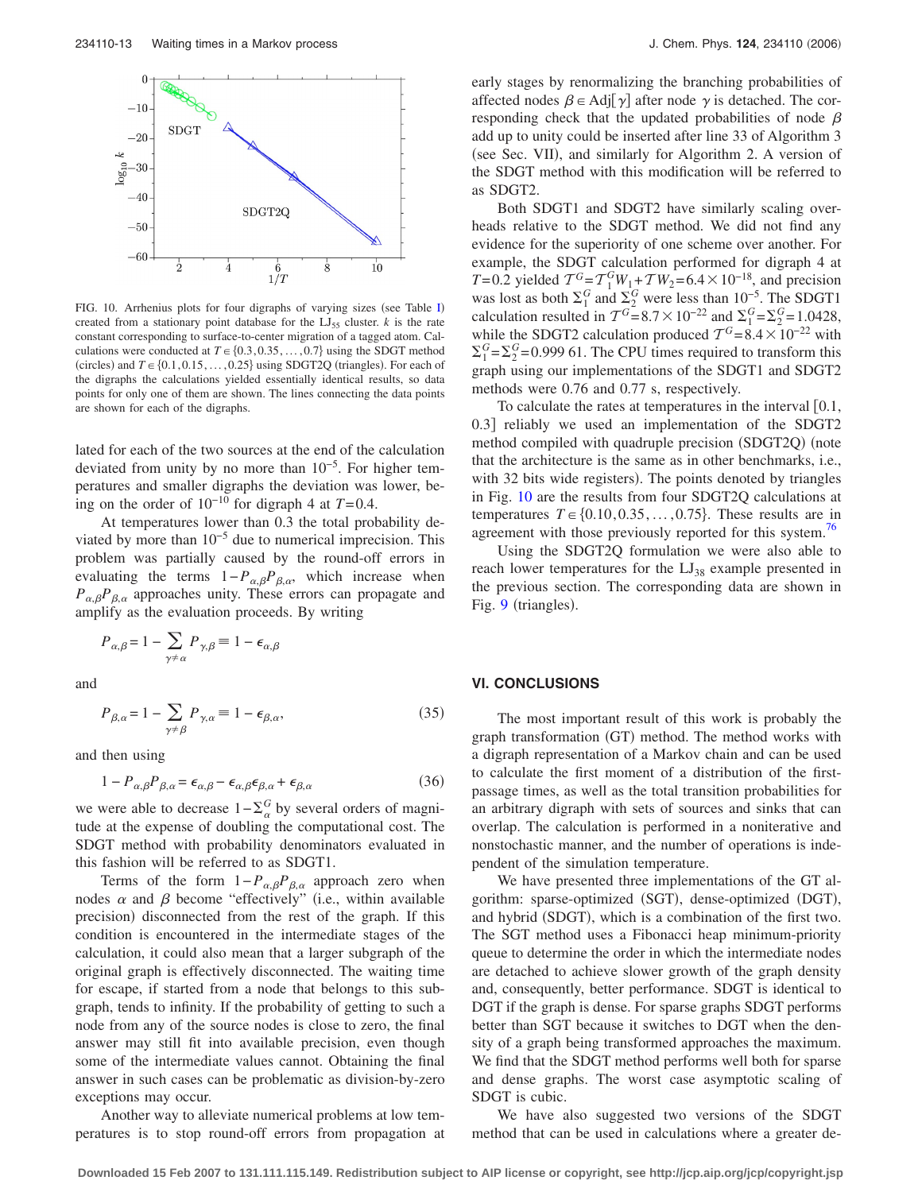FIG. 10. Arrhenius plots for four digraphs of varying sizes (see Table I) created from a stationary point database for the $LJ_{55}$ cluster. $k$ is the rate constant corresponding to surface-to-center migration of a tagged atom. Calculations were conducted at $T \in \{0.3, 0.35, \ldots, 0.7\}$ using the SDGT method (circles) and $T \in \{0.1, 0.15, \ldots, 0.25\}$ using SDGT2Q (triangles). For each of the digraphs the calculations yielded essentially identical results, so data points for only one of them are shown. The lines connecting the data points are shown for each of the digraphs.

lated for each of the two sources at the end of the calculation deviated from unity by no more than $10^{-5}$. For higher temperatures and smaller digraphs the deviation was lower, being on the order of $10^{-10}$ for digraph 4 at $T=0.4$.

At temperatures lower than 0.3 the total probability deviated by more than $10^{-5}$ due to numerical imprecision. This problem was partially caused by the round-off errors in evaluating the terms $1-P_{\alpha,\beta}P_{\beta,\alpha}$, which increase when $P_{\alpha,\beta}P_{\beta,\alpha}$ approaches unity. These errors can propagate and amplify as the evaluation proceeds. By writing

$$P_{\alpha,\beta} = 1 - \sum_{\gamma \neq \alpha} P_{\gamma,\beta} \equiv 1 - \epsilon_{\alpha,\beta}$$

and

$$P_{\beta,\alpha} = 1 - \sum_{\gamma \neq \beta} P_{\gamma,\alpha} \equiv 1 - \epsilon_{\beta,\alpha}, \tag{35}$$

and then using

$$1 - P_{\alpha,\beta}P_{\beta,\alpha} = \epsilon_{\alpha,\beta} - \epsilon_{\alpha,\beta}\epsilon_{\beta,\alpha} + \epsilon_{\beta,\alpha} \tag{36}$$

we were able to decrease $1-\Sigma_{\alpha}^{G}$ by several orders of magnitude at the expense of doubling the computational cost. The SDGT method with probability denominators evaluated in this fashion will be referred to as SDGT1.

Terms of the form $1-P_{\alpha,\beta}P_{\beta,\alpha}$ approach zero when nodes $\alpha$ and $\beta$ become "effectively" (i.e., within available precision) disconnected from the rest of the graph. If this condition is encountered in the intermediate stages of the calculation, it could also mean that a larger subgraph of the original graph is effectively disconnected. The waiting time for escape, if started from a node that belongs to this subgraph, tends to infinity. If the probability of getting to such a node from any of the source nodes is close to zero, the final answer may still fit into available precision, even though some of the intermediate values cannot. Obtaining the final answer in such cases can be problematic as division-by-zero exceptions may occur.

Another way to alleviate numerical problems at low temperatures is to stop round-off errors from propagation at early stages by renormalizing the branching probabilities of affected nodes $\beta \in \mathrm{Adj}[\gamma]$ after node $\gamma$ is detached. The corresponding check that the updated probabilities of node $\beta$ add up to unity could be inserted after line 33 of Algorithm 3 (see Sec. VII), and similarly for Algorithm 2. A version of the SDGT method with this modification will be referred to as SDGT2.

Both SDGT1 and SDGT2 have similarly scaling overheads relative to the SDGT method. We did not find any evidence for the superiority of one scheme over another. For example, the SDGT calculation performed for digraph 4 at $T=0.2$ yielded $\mathcal{T}^{G}=\mathcal{T}_{1}^{G}W_{1}+\mathcal{T}W_{2}=6.4\times10^{-18}$, and precision was lost as both $\Sigma_{1}^{G}$ and $\Sigma_{2}^{G}$ were less than $10^{-5}$. The SDGT1 calculation resulted in $\mathcal{T}^{G}=8.7\times10^{-22}$ and $\Sigma_{1}^{G}=\Sigma_{2}^{G}=1.0428$, while the SDGT2 calculation produced $\mathcal{T}^{G}=8.4\times10^{-22}$ with $\Sigma_{1}^{G}=\Sigma_{2}^{G}=0.999\,61$. The CPU times required to transform this graph using our implementations of the SDGT1 and SDGT2 methods were 0.76 and 0.77 s, respectively.

To calculate the rates at temperatures in the interval [0.1, 0.3] reliably we used an implementation of the SDGT2 method compiled with quadruple precision (SDGT2Q) (note that the architecture is the same as in other benchmarks, i.e., with 32 bits wide registers). The points denoted by triangles in Fig. 10 are the results from four SDGT2Q calculations at temperatures $T \in \{0.10, 0.35, \ldots, 0.75\}$. These results are in agreement with those previously reported for this system.[76]

Using the SDGT2Q formulation we were also able to reach lower temperatures for the $LJ_{38}$ example presented in the previous section. The corresponding data are shown in Fig. 9 (triangles).

## VI. CONCLUSIONS

The most important result of this work is probably the graph transformation (GT) method. The method works with a digraph representation of a Markov chain and can be used to calculate the first moment of a distribution of the first-passage times, as well as the total transition probabilities for an arbitrary digraph with sets of sources and sinks that can overlap. The calculation is performed in a noniterative and nonstochastic manner, and the number of operations is independent of the simulation temperature.

We have presented three implementations of the GT algorithm: sparse-optimized (SGT), dense-optimized (DGT), and hybrid (SDGT), which is a combination of the first two. The SGT method uses a Fibonacci heap minimum-priority queue to determine the order in which the intermediate nodes are detached to achieve slower growth of the graph density and, consequently, better performance. SDGT is identical to DGT if the graph is dense. For sparse graphs SDGT performs better than SGT because it switches to DGT when the density of a graph being transformed approaches the maximum. We find that the SDGT method performs well both for sparse and dense graphs. The worst case asymptotic scaling of SDGT is cubic.

We have also suggested two versions of the SDGT method that can be used in calculations where a greater de-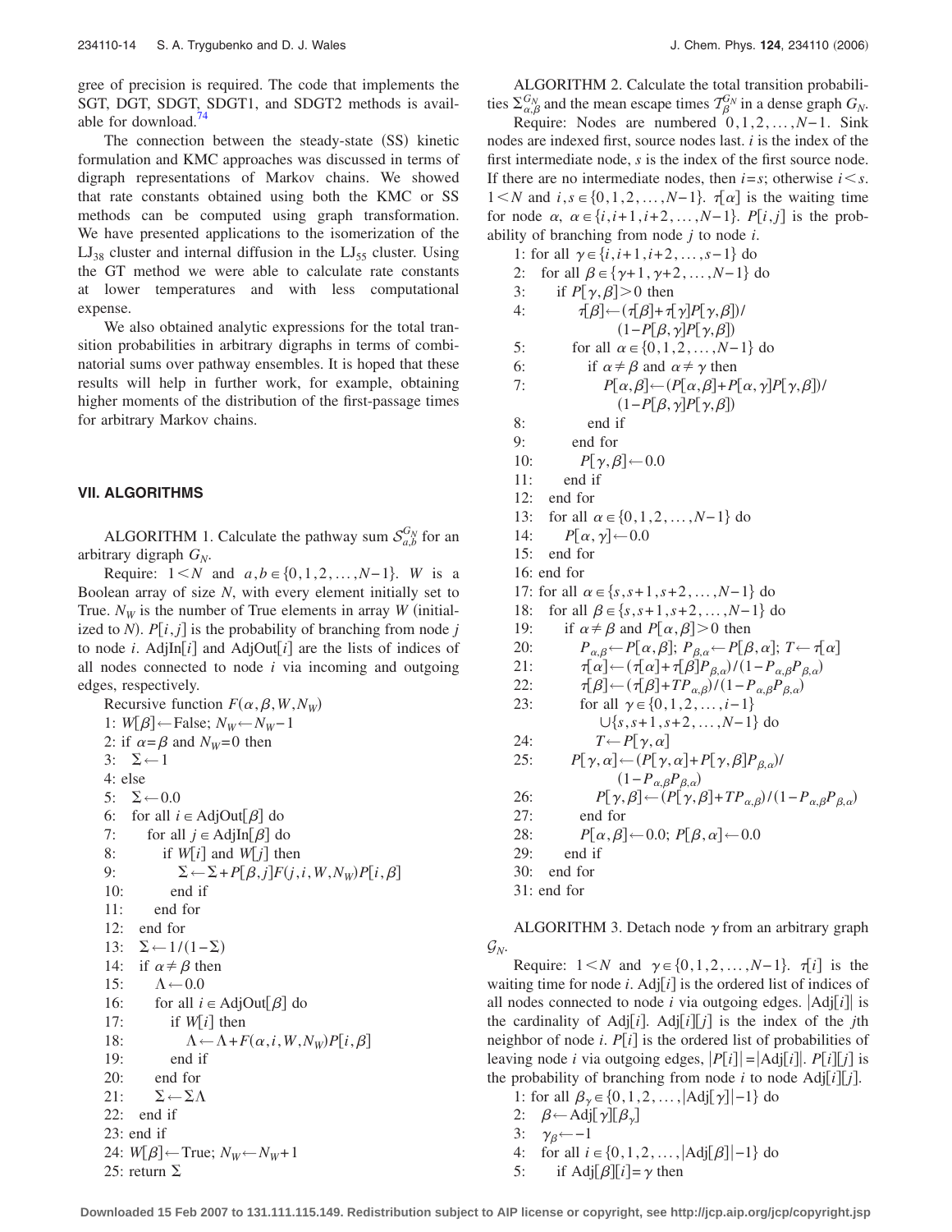gree of precision is required. The code that implements the SGT, DGT, SDGT, SDGT1, and SDGT2 methods is available for download.[74]

The connection between the steady-state (SS) kinetic formulation and KMC approaches was discussed in terms of digraph representations of Markov chains. We showed that rate constants obtained using both the KMC or SS methods can be computed using graph transformation. We have presented applications to the isomerization of the $LJ_{38}$ cluster and internal diffusion in the $LJ_{55}$ cluster. Using the GT method we were able to calculate rate constants at lower temperatures and with less computational expense.

We also obtained analytic expressions for the total transition probabilities in arbitrary digraphs in terms of combinatorial sums over pathway ensembles. It is hoped that these results will help in further work, for example, obtaining higher moments of the distribution of the first-passage times for arbitrary Markov chains.

## VII. ALGORITHMS

ALGORITHM 1. Calculate the pathway sum $\mathcal{S}_{a,b}^{G_N}$ for an arbitrary digraph $G_N$.

Require: $1<N$ and $a,b \in \{0,1,2,\ldots,N-1\}$. $W$ is a Boolean array of size $N$, with every element initially set to True. $N_W$ is the number of True elements in array $W$ (initialized to $N$). $P[i,j]$ is the probability of branching from node $j$ to node $i$. AdjIn[$i$] and AdjOut[$i$] are the lists of indices of all nodes connected to node $i$ via incoming and outgoing edges, respectively.

Recursive function $F(\alpha,\beta,W,N_W)$

1: $W[\beta] \leftarrow$ False; $N_W \leftarrow N_W - 1$
2: if $\alpha=\beta$ and $N_W=0$ then
3: $\quad \Sigma \leftarrow 1$
4: else
5: $\quad \Sigma \leftarrow 0.0$
6: $\quad$ for all $i \in$ AdjOut[$\beta$] do
7: $\quad\quad$ for all $j \in$ AdjIn[$\beta$] do
8: $\quad\quad\quad$ if $W[i]$ and $W[j]$ then
9: $\quad\quad\quad\quad \Sigma \leftarrow \Sigma + P[\beta,j]F(j,i,W,N_W)P[i,\beta]$
10: $\quad\quad\quad$ end if
11: $\quad\quad$ end for
12: $\quad$ end for
13: $\quad \Sigma \leftarrow 1/(1-\Sigma)$
14: $\quad$ if $\alpha \neq \beta$ then
15: $\quad\quad \Lambda \leftarrow 0.0$
16: $\quad\quad$ for all $i \in$ AdjOut[$\beta$] do
17: $\quad\quad\quad$ if $W[i]$ then
18: $\quad\quad\quad\quad \Lambda \leftarrow \Lambda + F(\alpha,i,W,N_W)P[i,\beta]$
19: $\quad\quad\quad$ end if
20: $\quad\quad$ end for
21: $\quad\quad \Sigma \leftarrow \Sigma\Lambda$
22: $\quad$ end if
23: end if
24: $W[\beta] \leftarrow$ True; $N_W \leftarrow N_W + 1$
25: return $\Sigma$

ALGORITHM 2. Calculate the total transition probabilities $\Sigma_{\alpha,\beta}^{G_N}$ and the mean escape times $\mathcal{T}_{\beta}^{G_N}$ in a dense graph $G_N$.

Require: Nodes are numbered $0,1,2,\ldots,N-1$. Sink nodes are indexed first, source nodes last. $i$ is the index of the first intermediate node, $s$ is the index of the first source node. If there are no intermediate nodes, then $i=s$; otherwise $i<s$. $1<N$ and $i,s \in \{0,1,2,\ldots,N-1\}$. $\tau[\alpha]$ is the waiting time for node $\alpha$, $\alpha \in \{i,i+1,i+2,\ldots,N-1\}$. $P[i,j]$ is the probability of branching from node $j$ to node $i$.

1: for all $\gamma \in \{i,i+1,i+2,\ldots,s-1\}$ do
2: $\quad$ for all $\beta \in \{\gamma+1,\gamma+2,\ldots,N-1\}$ do
3: $\quad\quad$ if $P[\gamma,\beta]>0$ then
4: $\quad\quad\quad \tau[\beta] \leftarrow (\tau[\beta]+\tau[\gamma]P[\gamma,\beta])/(1-P[\beta,\gamma]P[\gamma,\beta])$
5: $\quad\quad\quad$ for all $\alpha \in \{0,1,2,\ldots,N-1\}$ do
6: $\quad\quad\quad\quad$ if $\alpha \neq \beta$ and $\alpha \neq \gamma$ then
7: $\quad\quad\quad\quad\quad P[\alpha,\beta] \leftarrow (P[\alpha,\beta]+P[\alpha,\gamma]P[\gamma,\beta])/(1-P[\beta,\gamma]P[\gamma,\beta])$
8: $\quad\quad\quad\quad$ end if
9: $\quad\quad\quad$ end for
10: $\quad\quad\quad P[\gamma,\beta] \leftarrow 0.0$
11: $\quad\quad$ end if
12: $\quad$ end for
13: $\quad$ for all $\alpha \in \{0,1,2,\ldots,N-1\}$ do
14: $\quad\quad P[\alpha,\gamma] \leftarrow 0.0$
15: $\quad$ end for
16: end for
17: for all $\alpha \in \{s,s+1,s+2,\ldots,N-1\}$ do
18: $\quad$ for all $\beta \in \{s,s+1,s+2,\ldots,N-1\}$ do
19: $\quad\quad$ if $\alpha \neq \beta$ and $P[\alpha,\beta]>0$ then
20: $\quad\quad\quad P_{\alpha,\beta} \leftarrow P[\alpha,\beta]$; $P_{\beta,\alpha} \leftarrow P[\beta,\alpha]$; $T \leftarrow \tau[\alpha]$
21: $\quad\quad\quad \tau[\alpha] \leftarrow (\tau[\alpha]+\tau[\beta]P_{\beta,\alpha})/(1-P_{\alpha,\beta}P_{\beta,\alpha})$
22: $\quad\quad\quad \tau[\beta] \leftarrow (\tau[\beta]+TP_{\alpha,\beta})/(1-P_{\alpha,\beta}P_{\beta,\alpha})$
23: $\quad\quad\quad$ for all $\gamma \in \{0,1,2,\ldots,i-1\} \cup \{s,s+1,s+2,\ldots,N-1\}$ do
24: $\quad\quad\quad\quad T \leftarrow P[\gamma,\alpha]$
25: $\quad\quad\quad\quad P[\gamma,\alpha] \leftarrow (P[\gamma,\alpha]+P[\gamma,\beta]P_{\beta,\alpha})/(1-P_{\alpha,\beta}P_{\beta,\alpha})$
26: $\quad\quad\quad\quad P[\gamma,\beta] \leftarrow (P[\gamma,\beta]+TP_{\alpha,\beta})/(1-P_{\alpha,\beta}P_{\beta,\alpha})$
27: $\quad\quad\quad$ end for
28: $\quad\quad\quad P[\alpha,\beta] \leftarrow 0.0$; $P[\beta,\alpha] \leftarrow 0.0$
29: $\quad\quad$ end if
30: $\quad$ end for
31: end for

ALGORITHM 3. Detach node $\gamma$ from an arbitrary graph $\mathcal{G}_N$.

Require: $1<N$ and $\gamma \in \{0,1,2,\ldots,N-1\}$. $\tau[i]$ is the waiting time for node $i$. Adj[$i$] is the ordered list of indices of all nodes connected to node $i$ via outgoing edges. $|\text{Adj}[i]|$ is the cardinality of Adj[$i$]. Adj[$i$][$j$] is the index of the $j$th neighbor of node $i$. $P[i]$ is the ordered list of probabilities of leaving node $i$ via outgoing edges, $|P[i]|=|\text{Adj}[i]|$. $P[i][j]$ is the probability of branching from node $i$ to node Adj[$i$][$j$].

1: for all $\beta_\gamma \in \{0,1,2,\ldots,|\text{Adj}[\gamma]|-1\}$ do
2: $\quad \beta \leftarrow$ Adj[$\gamma$][$\beta_\gamma$]
3: $\quad \gamma_\beta \leftarrow -1$
4: $\quad$ for all $i \in \{0,1,2,\ldots,|\text{Adj}[\beta]|-1\}$ do
5: $\quad\quad$ if Adj[$\beta$][$i$]$=\gamma$ then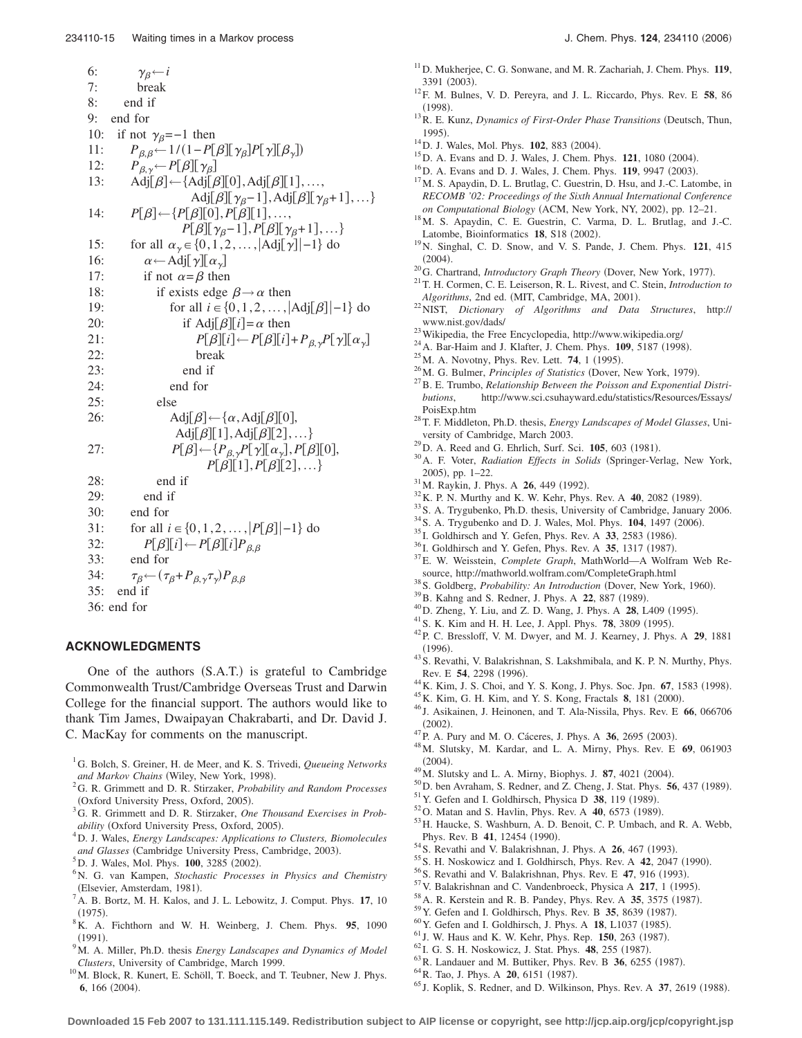```
6:        γ_β ← i
7:        break
8:      end if
9:    end for
10:   if not γ_β = −1 then
11:     P_{β,β} ← 1/(1 − P[β][γ_β]P[γ][β_γ])
12:     P_{β,γ} ← P[β][γ_β]
13:     Adj[β] ← {Adj[β][0], Adj[β][1], …,
                  Adj[β][γ_β − 1], Adj[β][γ_β + 1], …}
14:     P[β] ← {P[β][0], P[β][1], …,
                P[β][γ_β − 1], P[β][γ_β + 1], …}
15:     for all α_γ ∈ {0, 1, 2, …, |Adj[γ]| − 1} do
16:       α ← Adj[γ][α_γ]
17:       if not α = β then
18:         if exists edge β → α then
19:           for all i ∈ {0, 1, 2, …, |Adj[β]| − 1} do
20:             if Adj[β][i] = α then
21:               P[β][i] ← P[β][i] + P_{β,γ}P[γ][α_γ]
22:               break
23:             end if
24:           end for
25:         else
26:           Adj[β] ← {α, Adj[β][0],
                        Adj[β][1], Adj[β][2], …}
27:           P[β] ← {P_{β,γ}P[γ][α_γ], P[β][0],
                      P[β][1], P[β][2], …}
28:         end if
29:       end if
30:     end for
31:     for all i ∈ {0, 1, 2, …, |P[β]| − 1} do
32:       P[β][i] ← P[β][i]P_{β,β}
33:     end for
34:     τ_β ← (τ_β + P_{β,γ}τ_γ)P_{β,β}
35:   end if
36: end for
```

## ACKNOWLEDGMENTS

One of the authors (S.A.T.) is grateful to Cambridge Commonwealth Trust/Cambridge Overseas Trust and Darwin College for the financial support. The authors would like to thank Tim James, Dwaipayan Chakrabarti, and Dr. David J. C. MacKay for comments on the manuscript.

[1] G. Bolch, S. Greiner, H. de Meer, and K. S. Trivedi, *Queueing Networks and Markov Chains* (Wiley, New York, 1998).
[2] G. R. Grimmett and D. R. Stirzaker, *Probability and Random Processes* (Oxford University Press, Oxford, 2005).
[3] G. R. Grimmett and D. R. Stirzaker, *One Thousand Exercises in Probability* (Oxford University Press, Oxford, 2005).
[4] D. J. Wales, *Energy Landscapes: Applications to Clusters, Biomolecules and Glasses* (Cambridge University Press, Cambridge, 2003).
[5] D. J. Wales, Mol. Phys. **100**, 3285 (2002).
[6] N. G. van Kampen, *Stochastic Processes in Physics and Chemistry* (Elsevier, Amsterdam, 1981).
[7] A. B. Bortz, M. H. Kalos, and J. L. Lebowitz, J. Comput. Phys. **17**, 10 (1975).
[8] K. A. Fichthorn and W. H. Weinberg, J. Chem. Phys. **95**, 1090 (1991).
[9] M. A. Miller, Ph.D. thesis *Energy Landscapes and Dynamics of Model Clusters*, University of Cambridge, March 1999.
[10] M. Block, R. Kunert, E. Schöll, T. Boeck, and T. Teubner, New J. Phys. **6**, 166 (2004).
[11] D. Mukherjee, C. G. Sonwane, and M. R. Zachariah, J. Chem. Phys. **119**, 3391 (2003).
[12] F. M. Bulnes, V. D. Pereyra, and J. L. Riccardo, Phys. Rev. E **58**, 86 (1998).
[13] R. E. Kunz, *Dynamics of First-Order Phase Transitions* (Deutsch, Thun, 1995).
[14] D. J. Wales, Mol. Phys. **102**, 883 (2004).
[15] D. A. Evans and D. J. Wales, J. Chem. Phys. **121**, 1080 (2004).
[16] D. A. Evans and D. J. Wales, J. Chem. Phys. **119**, 9947 (2003).
[17] M. S. Apaydin, D. L. Brutlag, C. Guestrin, D. Hsu, and J.-C. Latombe, in *RECOMB '02: Proceedings of the Sixth Annual International Conference on Computational Biology* (ACM, New York, NY, 2002), pp. 12–21.
[18] M. S. Apaydin, C. E. Guestrin, C. Varma, D. L. Brutlag, and J.-C. Latombe, Bioinformatics **18**, S18 (2002).
[19] N. Singhal, C. D. Snow, and V. S. Pande, J. Chem. Phys. **121**, 415 (2004).
[20] G. Chartrand, *Introductory Graph Theory* (Dover, New York, 1977).
[21] T. H. Cormen, C. E. Leiserson, R. L. Rivest, and C. Stein, *Introduction to Algorithms*, 2nd ed. (MIT, Cambridge, MA, 2001).
[22] NIST, *Dictionary of Algorithms and Data Structures*, http://www.nist.gov/dads/
[23] Wikipedia, the Free Encyclopedia, http://www.wikipedia.org/
[24] A. Bar-Haim and J. Klafter, J. Chem. Phys. **109**, 5187 (1998).
[25] M. A. Novotny, Phys. Rev. Lett. **74**, 1 (1995).
[26] M. G. Bulmer, *Principles of Statistics* (Dover, New York, 1979).
[27] B. E. Trumbo, *Relationship Between the Poisson and Exponential Distributions*, http://www.sci.csuhayward.edu/statistics/Resources/Essays/PoisExp.htm
[28] T. F. Middleton, Ph.D. thesis, *Energy Landscapes of Model Glasses*, University of Cambridge, March 2003.
[29] D. A. Reed and G. Ehrlich, Surf. Sci. **105**, 603 (1981).
[30] A. F. Voter, *Radiation Effects in Solids* (Springer-Verlag, New York, 2005), pp. 1–22.
[31] M. Raykin, J. Phys. A **26**, 449 (1992).
[32] K. P. N. Murthy and K. W. Kehr, Phys. Rev. A **40**, 2082 (1989).
[33] S. A. Trygubenko, Ph.D. thesis, University of Cambridge, January 2006.
[34] S. A. Trygubenko and D. J. Wales, Mol. Phys. **104**, 1497 (2006).
[35] I. Goldhirsch and Y. Gefen, Phys. Rev. A **33**, 2583 (1986).
[36] I. Goldhirsch and Y. Gefen, Phys. Rev. A **35**, 1317 (1987).
[37] E. W. Weisstein, *Complete Graph*, MathWorld—A Wolfram Web Resource, http://mathworld.wolfram.com/CompleteGraph.html
[38] S. Goldberg, *Probability: An Introduction* (Dover, New York, 1960).
[39] B. Kahng and S. Redner, J. Phys. A **22**, 887 (1989).
[40] D. Zheng, Y. Liu, and Z. D. Wang, J. Phys. A **28**, L409 (1995).
[41] S. K. Kim and H. H. Lee, J. Appl. Phys. **78**, 3809 (1995).
[42] P. C. Bressloff, V. M. Dwyer, and M. J. Kearney, J. Phys. A **29**, 1881 (1996).
[43] S. Revathi, V. Balakrishnan, S. Lakshmibala, and K. P. N. Murthy, Phys. Rev. E **54**, 2298 (1996).
[44] K. Kim, J. S. Choi, and Y. S. Kong, J. Phys. Soc. Jpn. **67**, 1583 (1998).
[45] K. Kim, G. H. Kim, and Y. S. Kong, Fractals **8**, 181 (2000).
[46] J. Asikainen, J. Heinonen, and T. Ala-Nissila, Phys. Rev. E **66**, 066706 (2002).
[47] P. A. Pury and M. O. Cáceres, J. Phys. A **36**, 2695 (2003).
[48] M. Slutsky, M. Kardar, and L. A. Mirny, Phys. Rev. E **69**, 061903 (2004).
[49] M. Slutsky and L. A. Mirny, Biophys. J. **87**, 4021 (2004).
[50] D. ben Avraham, S. Redner, and Z. Cheng, J. Stat. Phys. **56**, 437 (1989).
[51] Y. Gefen and I. Goldhirsch, Physica D **38**, 119 (1989).
[52] O. Matan and S. Havlin, Phys. Rev. A **40**, 6573 (1989).
[53] H. Haucke, S. Washburn, A. D. Benoit, C. P. Umbach, and R. A. Webb, Phys. Rev. B **41**, 12454 (1990).
[54] S. Revathi and V. Balakrishnan, J. Phys. A **26**, 467 (1993).
[55] S. H. Noskowicz and I. Goldhirsch, Phys. Rev. A **42**, 2047 (1990).
[56] S. Revathi and V. Balakrishnan, Phys. Rev. E **47**, 916 (1993).
[57] V. Balakrishnan and C. Vandenbroeck, Physica A **217**, 1 (1995).
[58] A. R. Kerstein and R. B. Pandey, Phys. Rev. A **35**, 3575 (1987).
[59] Y. Gefen and I. Goldhirsch, Phys. Rev. B **35**, 8639 (1987).
[60] Y. Gefen and I. Goldhirsch, J. Phys. A **18**, L1037 (1985).
[61] J. W. Haus and K. W. Kehr, Phys. Rep. **150**, 263 (1987).
[62] I. G. S. H. Noskowicz, J. Stat. Phys. **48**, 255 (1987).
[63] R. Landauer and M. Buttiker, Phys. Rev. B **36**, 6255 (1987).
[64] R. Tao, J. Phys. A **20**, 6151 (1987).
[65] J. Koplik, S. Redner, and D. Wilkinson, Phys. Rev. A **37**, 2619 (1988).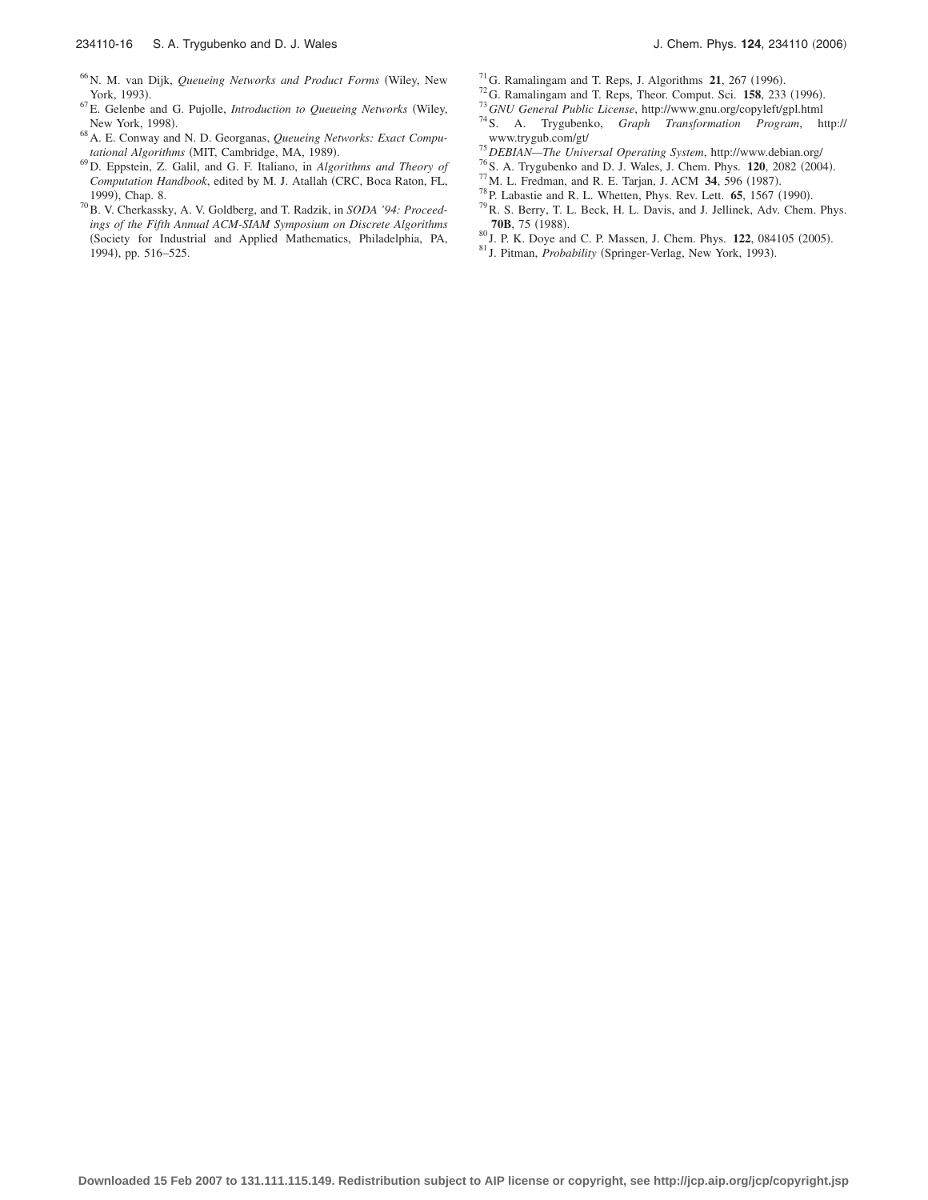[66] N. M. van Dijk, *Queueing Networks and Product Forms* (Wiley, New York, 1993).

[67] E. Gelenbe and G. Pujolle, *Introduction to Queueing Networks* (Wiley, New York, 1998).

[68] A. E. Conway and N. D. Georganas, *Queueing Networks: Exact Computational Algorithms* (MIT, Cambridge, MA, 1989).

[69] D. Eppstein, Z. Galil, and G. F. Italiano, in *Algorithms and Theory of Computation Handbook*, edited by M. J. Atallah (CRC, Boca Raton, FL, 1999), Chap. 8.

[70] B. V. Cherkassky, A. V. Goldberg, and T. Radzik, in *SODA '94: Proceedings of the Fifth Annual ACM-SIAM Symposium on Discrete Algorithms* (Society for Industrial and Applied Mathematics, Philadelphia, PA, 1994), pp. 516–525.

[71] G. Ramalingam and T. Reps, J. Algorithms **21**, 267 (1996).

[72] G. Ramalingam and T. Reps, Theor. Comput. Sci. **158**, 233 (1996).

[73] *GNU General Public License*, http://www.gnu.org/copyleft/gpl.html

[74] S. A. Trygubenko, *Graph Transformation Program*, http://www.trygub.com/gt/

[75] *DEBIAN—The Universal Operating System*, http://www.debian.org/

[76] S. A. Trygubenko and D. J. Wales, J. Chem. Phys. **120**, 2082 (2004).

[77] M. L. Fredman, and R. E. Tarjan, J. ACM **34**, 596 (1987).

[78] P. Labastie and R. L. Whetten, Phys. Rev. Lett. **65**, 1567 (1990).

[79] R. S. Berry, T. L. Beck, H. L. Davis, and J. Jellinek, Adv. Chem. Phys. **70B**, 75 (1988).

[80] J. P. K. Doye and C. P. Massen, J. Chem. Phys. **122**, 084105 (2005).

[81] J. Pitman, *Probability* (Springer-Verlag, New York, 1993).